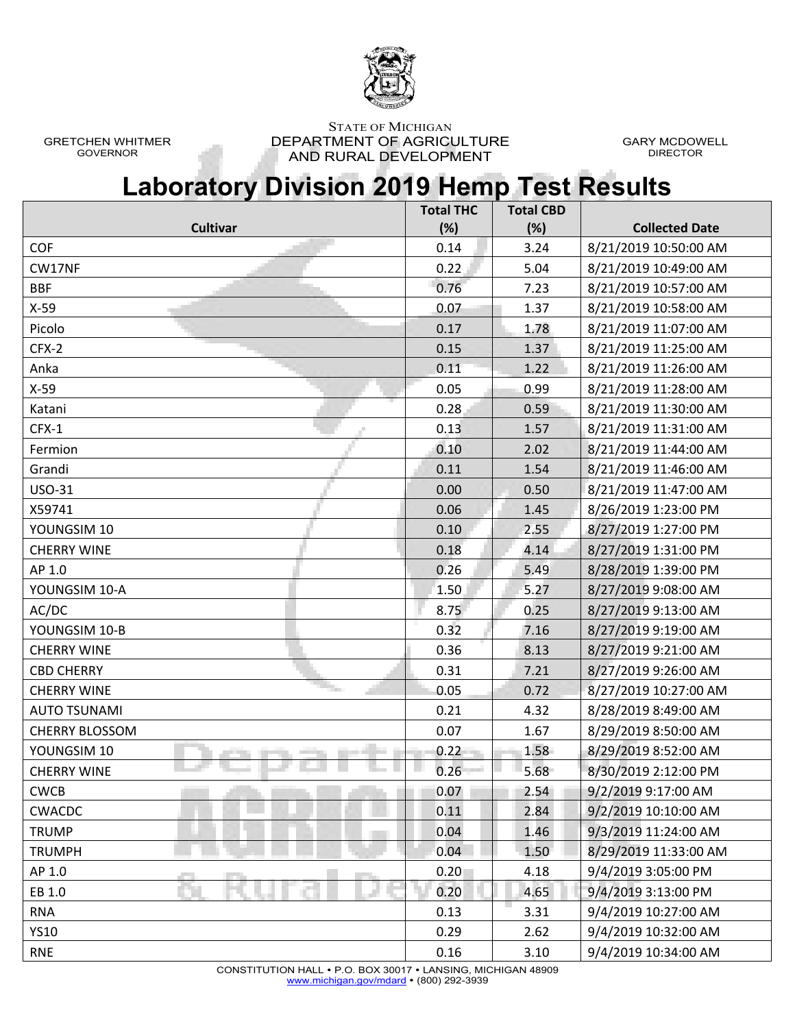STATE OF MICHIGAN
DEPARTMENT OF AGRICULTURE
AND RURAL DEVELOPMENT

GRETCHEN WHITMER
GOVERNOR

GARY MCDOWELL
DIRECTOR

# Laboratory Division 2019 Hemp Test Results

| Cultivar | Total THC (%) | Total CBD (%) | Collected Date |
|---|---|---|---|
| COF | 0.14 | 3.24 | 8/21/2019 10:50:00 AM |
| CW17NF | 0.22 | 5.04 | 8/21/2019 10:49:00 AM |
| BBF | 0.76 | 7.23 | 8/21/2019 10:57:00 AM |
| X-59 | 0.07 | 1.37 | 8/21/2019 10:58:00 AM |
| Picolo | 0.17 | 1.78 | 8/21/2019 11:07:00 AM |
| CFX-2 | 0.15 | 1.37 | 8/21/2019 11:25:00 AM |
| Anka | 0.11 | 1.22 | 8/21/2019 11:26:00 AM |
| X-59 | 0.05 | 0.99 | 8/21/2019 11:28:00 AM |
| Katani | 0.28 | 0.59 | 8/21/2019 11:30:00 AM |
| CFX-1 | 0.13 | 1.57 | 8/21/2019 11:31:00 AM |
| Fermion | 0.10 | 2.02 | 8/21/2019 11:44:00 AM |
| Grandi | 0.11 | 1.54 | 8/21/2019 11:46:00 AM |
| USO-31 | 0.00 | 0.50 | 8/21/2019 11:47:00 AM |
| X59741 | 0.06 | 1.45 | 8/26/2019 1:23:00 PM |
| YOUNGSIM 10 | 0.10 | 2.55 | 8/27/2019 1:27:00 PM |
| CHERRY WINE | 0.18 | 4.14 | 8/27/2019 1:31:00 PM |
| AP 1.0 | 0.26 | 5.49 | 8/28/2019 1:39:00 PM |
| YOUNGSIM 10-A | 1.50 | 5.27 | 8/27/2019 9:08:00 AM |
| AC/DC | 8.75 | 0.25 | 8/27/2019 9:13:00 AM |
| YOUNGSIM 10-B | 0.32 | 7.16 | 8/27/2019 9:19:00 AM |
| CHERRY WINE | 0.36 | 8.13 | 8/27/2019 9:21:00 AM |
| CBD CHERRY | 0.31 | 7.21 | 8/27/2019 9:26:00 AM |
| CHERRY WINE | 0.05 | 0.72 | 8/27/2019 10:27:00 AM |
| AUTO TSUNAMI | 0.21 | 4.32 | 8/28/2019 8:49:00 AM |
| CHERRY BLOSSOM | 0.07 | 1.67 | 8/29/2019 8:50:00 AM |
| YOUNGSIM 10 | 0.22 | 1.58 | 8/29/2019 8:52:00 AM |
| CHERRY WINE | 0.26 | 5.68 | 8/30/2019 2:12:00 PM |
| CWCB | 0.07 | 2.54 | 9/2/2019 9:17:00 AM |
| CWACDC | 0.11 | 2.84 | 9/2/2019 10:10:00 AM |
| TRUMP | 0.04 | 1.46 | 9/3/2019 11:24:00 AM |
| TRUMPH | 0.04 | 1.50 | 8/29/2019 11:33:00 AM |
| AP 1.0 | 0.20 | 4.18 | 9/4/2019 3:05:00 PM |
| EB 1.0 | 0.20 | 4.65 | 9/4/2019 3:13:00 PM |
| RNA | 0.13 | 3.31 | 9/4/2019 10:27:00 AM |
| YS10 | 0.29 | 2.62 | 9/4/2019 10:32:00 AM |
| RNE | 0.16 | 3.10 | 9/4/2019 10:34:00 AM |

CONSTITUTION HALL • P.O. BOX 30017 • LANSING, MICHIGAN 48909
www.michigan.gov/mdard • (800) 292-3939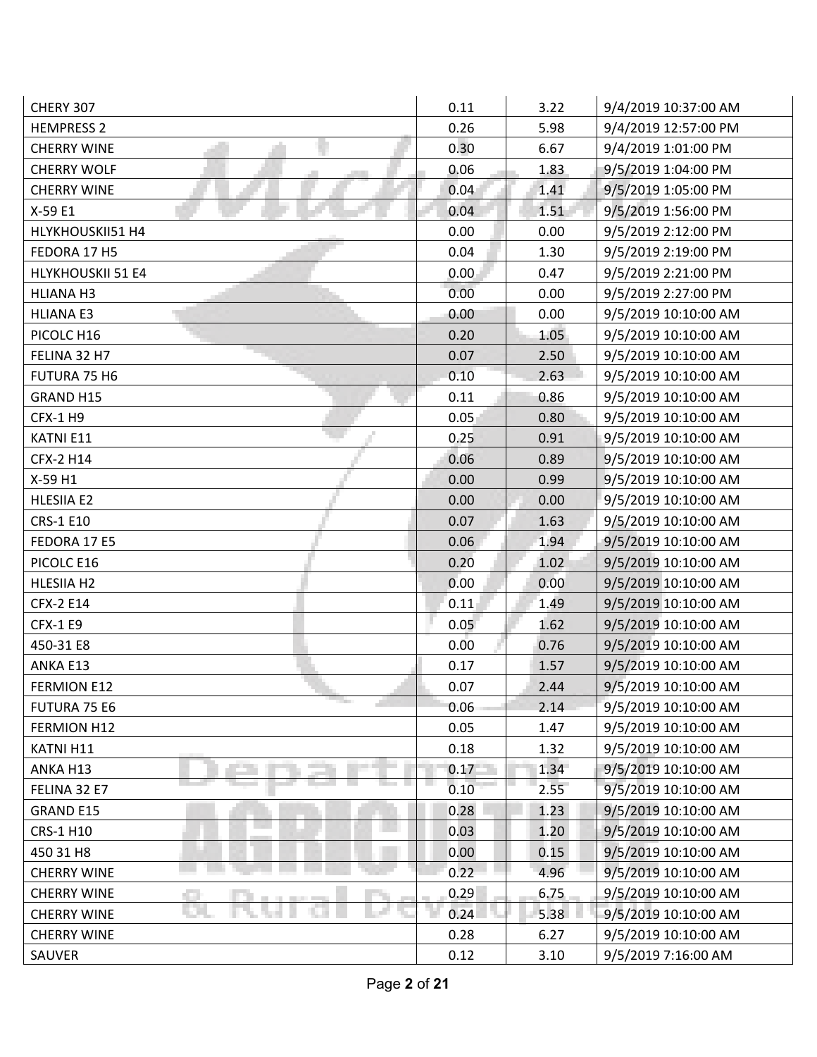| | | | |
|---|---|---|---|
| CHERY 307 | 0.11 | 3.22 | 9/4/2019 10:37:00 AM |
| HEMPRESS 2 | 0.26 | 5.98 | 9/4/2019 12:57:00 PM |
| CHERRY WINE | 0.30 | 6.67 | 9/4/2019 1:01:00 PM |
| CHERRY WOLF | 0.06 | 1.83 | 9/5/2019 1:04:00 PM |
| CHERRY WINE | 0.04 | 1.41 | 9/5/2019 1:05:00 PM |
| X-59 E1 | 0.04 | 1.51 | 9/5/2019 1:56:00 PM |
| HLYKHOUSKII51 H4 | 0.00 | 0.00 | 9/5/2019 2:12:00 PM |
| FEDORA 17 H5 | 0.04 | 1.30 | 9/5/2019 2:19:00 PM |
| HLYKHOUSKII 51 E4 | 0.00 | 0.47 | 9/5/2019 2:21:00 PM |
| HLIANA H3 | 0.00 | 0.00 | 9/5/2019 2:27:00 PM |
| HLIANA E3 | 0.00 | 0.00 | 9/5/2019 10:10:00 AM |
| PICOLC H16 | 0.20 | 1.05 | 9/5/2019 10:10:00 AM |
| FELINA 32 H7 | 0.07 | 2.50 | 9/5/2019 10:10:00 AM |
| FUTURA 75 H6 | 0.10 | 2.63 | 9/5/2019 10:10:00 AM |
| GRAND H15 | 0.11 | 0.86 | 9/5/2019 10:10:00 AM |
| CFX-1 H9 | 0.05 | 0.80 | 9/5/2019 10:10:00 AM |
| KATNI E11 | 0.25 | 0.91 | 9/5/2019 10:10:00 AM |
| CFX-2 H14 | 0.06 | 0.89 | 9/5/2019 10:10:00 AM |
| X-59 H1 | 0.00 | 0.99 | 9/5/2019 10:10:00 AM |
| HLESIIA E2 | 0.00 | 0.00 | 9/5/2019 10:10:00 AM |
| CRS-1 E10 | 0.07 | 1.63 | 9/5/2019 10:10:00 AM |
| FEDORA 17 E5 | 0.06 | 1.94 | 9/5/2019 10:10:00 AM |
| PICOLC E16 | 0.20 | 1.02 | 9/5/2019 10:10:00 AM |
| HLESIIA H2 | 0.00 | 0.00 | 9/5/2019 10:10:00 AM |
| CFX-2 E14 | 0.11 | 1.49 | 9/5/2019 10:10:00 AM |
| CFX-1 E9 | 0.05 | 1.62 | 9/5/2019 10:10:00 AM |
| 450-31 E8 | 0.00 | 0.76 | 9/5/2019 10:10:00 AM |
| ANKA E13 | 0.17 | 1.57 | 9/5/2019 10:10:00 AM |
| FERMION E12 | 0.07 | 2.44 | 9/5/2019 10:10:00 AM |
| FUTURA 75 E6 | 0.06 | 2.14 | 9/5/2019 10:10:00 AM |
| FERMION H12 | 0.05 | 1.47 | 9/5/2019 10:10:00 AM |
| KATNI H11 | 0.18 | 1.32 | 9/5/2019 10:10:00 AM |
| ANKA H13 | 0.17 | 1.34 | 9/5/2019 10:10:00 AM |
| FELINA 32 E7 | 0.10 | 2.55 | 9/5/2019 10:10:00 AM |
| GRAND E15 | 0.28 | 1.23 | 9/5/2019 10:10:00 AM |
| CRS-1 H10 | 0.03 | 1.20 | 9/5/2019 10:10:00 AM |
| 450 31 H8 | 0.00 | 0.15 | 9/5/2019 10:10:00 AM |
| CHERRY WINE | 0.22 | 4.96 | 9/5/2019 10:10:00 AM |
| CHERRY WINE | 0.29 | 6.75 | 9/5/2019 10:10:00 AM |
| CHERRY WINE | 0.24 | 5.38 | 9/5/2019 10:10:00 AM |
| CHERRY WINE | 0.28 | 6.27 | 9/5/2019 10:10:00 AM |
| SAUVER | 0.12 | 3.10 | 9/5/2019 7:16:00 AM |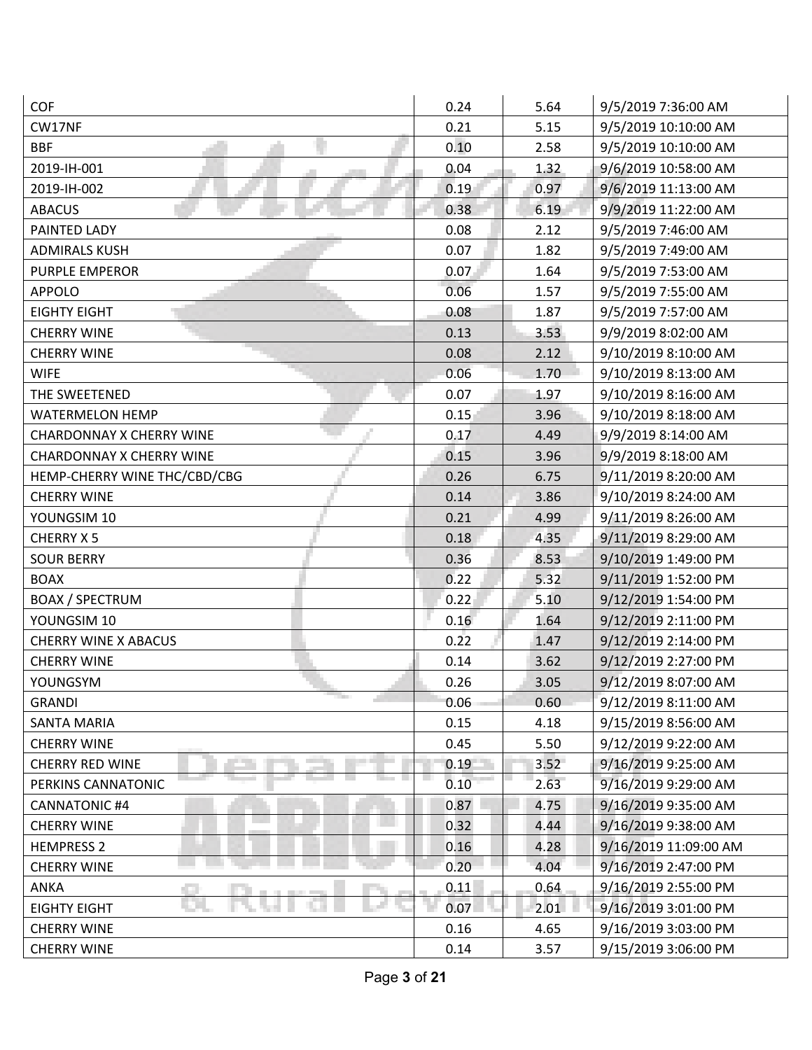| | | | |
|---|---|---|---|
| COF | 0.24 | 5.64 | 9/5/2019 7:36:00 AM |
| CW17NF | 0.21 | 5.15 | 9/5/2019 10:10:00 AM |
| BBF | 0.10 | 2.58 | 9/5/2019 10:10:00 AM |
| 2019-IH-001 | 0.04 | 1.32 | 9/6/2019 10:58:00 AM |
| 2019-IH-002 | 0.19 | 0.97 | 9/6/2019 11:13:00 AM |
| ABACUS | 0.38 | 6.19 | 9/9/2019 11:22:00 AM |
| PAINTED LADY | 0.08 | 2.12 | 9/5/2019 7:46:00 AM |
| ADMIRALS KUSH | 0.07 | 1.82 | 9/5/2019 7:49:00 AM |
| PURPLE EMPEROR | 0.07 | 1.64 | 9/5/2019 7:53:00 AM |
| APPOLO | 0.06 | 1.57 | 9/5/2019 7:55:00 AM |
| EIGHTY EIGHT | 0.08 | 1.87 | 9/5/2019 7:57:00 AM |
| CHERRY WINE | 0.13 | 3.53 | 9/9/2019 8:02:00 AM |
| CHERRY WINE | 0.08 | 2.12 | 9/10/2019 8:10:00 AM |
| WIFE | 0.06 | 1.70 | 9/10/2019 8:13:00 AM |
| THE SWEETENED | 0.07 | 1.97 | 9/10/2019 8:16:00 AM |
| WATERMELON HEMP | 0.15 | 3.96 | 9/10/2019 8:18:00 AM |
| CHARDONNAY X CHERRY WINE | 0.17 | 4.49 | 9/9/2019 8:14:00 AM |
| CHARDONNAY X CHERRY WINE | 0.15 | 3.96 | 9/9/2019 8:18:00 AM |
| HEMP-CHERRY WINE THC/CBD/CBG | 0.26 | 6.75 | 9/11/2019 8:20:00 AM |
| CHERRY WINE | 0.14 | 3.86 | 9/10/2019 8:24:00 AM |
| YOUNGSIM 10 | 0.21 | 4.99 | 9/11/2019 8:26:00 AM |
| CHERRY X 5 | 0.18 | 4.35 | 9/11/2019 8:29:00 AM |
| SOUR BERRY | 0.36 | 8.53 | 9/10/2019 1:49:00 PM |
| BOAX | 0.22 | 5.32 | 9/11/2019 1:52:00 PM |
| BOAX / SPECTRUM | 0.22 | 5.10 | 9/12/2019 1:54:00 PM |
| YOUNGSIM 10 | 0.16 | 1.64 | 9/12/2019 2:11:00 PM |
| CHERRY WINE X ABACUS | 0.22 | 1.47 | 9/12/2019 2:14:00 PM |
| CHERRY WINE | 0.14 | 3.62 | 9/12/2019 2:27:00 PM |
| YOUNGSYM | 0.26 | 3.05 | 9/12/2019 8:07:00 AM |
| GRANDI | 0.06 | 0.60 | 9/12/2019 8:11:00 AM |
| SANTA MARIA | 0.15 | 4.18 | 9/15/2019 8:56:00 AM |
| CHERRY WINE | 0.45 | 5.50 | 9/12/2019 9:22:00 AM |
| CHERRY RED WINE | 0.19 | 3.52 | 9/16/2019 9:25:00 AM |
| PERKINS CANNATONIC | 0.10 | 2.63 | 9/16/2019 9:29:00 AM |
| CANNATONIC #4 | 0.87 | 4.75 | 9/16/2019 9:35:00 AM |
| CHERRY WINE | 0.32 | 4.44 | 9/16/2019 9:38:00 AM |
| HEMPRESS 2 | 0.16 | 4.28 | 9/16/2019 11:09:00 AM |
| CHERRY WINE | 0.20 | 4.04 | 9/16/2019 2:47:00 PM |
| ANKA | 0.11 | 0.64 | 9/16/2019 2:55:00 PM |
| EIGHTY EIGHT | 0.07 | 2.01 | 9/16/2019 3:01:00 PM |
| CHERRY WINE | 0.16 | 4.65 | 9/16/2019 3:03:00 PM |
| CHERRY WINE | 0.14 | 3.57 | 9/15/2019 3:06:00 PM |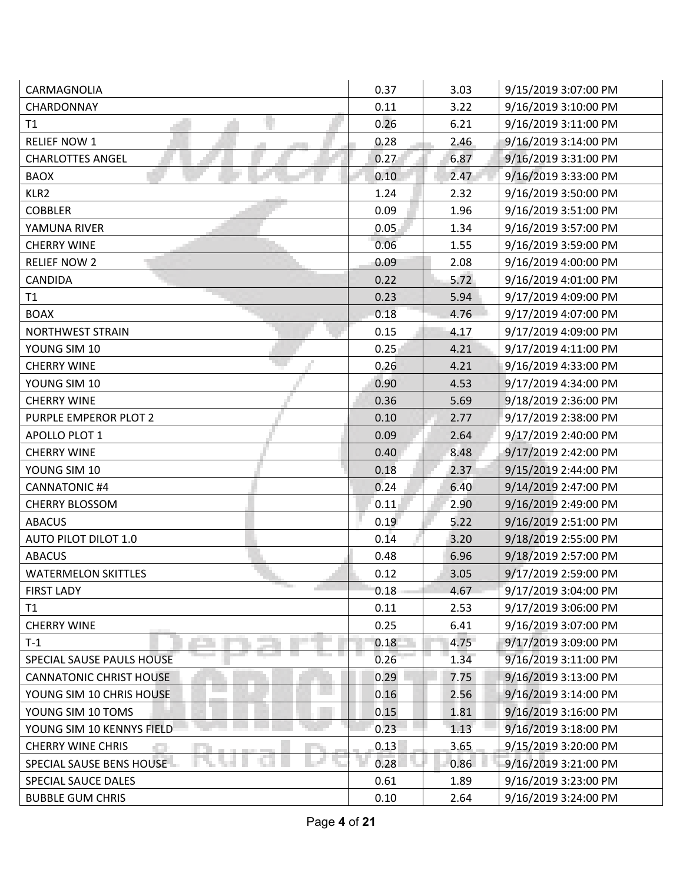| CARMAGNOLIA | 0.37 | 3.03 | 9/15/2019 3:07:00 PM |
|---|---|---|---|
| CHARDONNAY | 0.11 | 3.22 | 9/16/2019 3:10:00 PM |
| T1 | 0.26 | 6.21 | 9/16/2019 3:11:00 PM |
| RELIEF NOW 1 | 0.28 | 2.46 | 9/16/2019 3:14:00 PM |
| CHARLOTTES ANGEL | 0.27 | 6.87 | 9/16/2019 3:31:00 PM |
| BAOX | 0.10 | 2.47 | 9/16/2019 3:33:00 PM |
| KLR2 | 1.24 | 2.32 | 9/16/2019 3:50:00 PM |
| COBBLER | 0.09 | 1.96 | 9/16/2019 3:51:00 PM |
| YAMUNA RIVER | 0.05 | 1.34 | 9/16/2019 3:57:00 PM |
| CHERRY WINE | 0.06 | 1.55 | 9/16/2019 3:59:00 PM |
| RELIEF NOW 2 | 0.09 | 2.08 | 9/16/2019 4:00:00 PM |
| CANDIDA | 0.22 | 5.72 | 9/16/2019 4:01:00 PM |
| T1 | 0.23 | 5.94 | 9/17/2019 4:09:00 PM |
| BOAX | 0.18 | 4.76 | 9/17/2019 4:07:00 PM |
| NORTHWEST STRAIN | 0.15 | 4.17 | 9/17/2019 4:09:00 PM |
| YOUNG SIM 10 | 0.25 | 4.21 | 9/17/2019 4:11:00 PM |
| CHERRY WINE | 0.26 | 4.21 | 9/16/2019 4:33:00 PM |
| YOUNG SIM 10 | 0.90 | 4.53 | 9/17/2019 4:34:00 PM |
| CHERRY WINE | 0.36 | 5.69 | 9/18/2019 2:36:00 PM |
| PURPLE EMPEROR PLOT 2 | 0.10 | 2.77 | 9/17/2019 2:38:00 PM |
| APOLLO PLOT 1 | 0.09 | 2.64 | 9/17/2019 2:40:00 PM |
| CHERRY WINE | 0.40 | 8.48 | 9/17/2019 2:42:00 PM |
| YOUNG SIM 10 | 0.18 | 2.37 | 9/15/2019 2:44:00 PM |
| CANNATONIC #4 | 0.24 | 6.40 | 9/14/2019 2:47:00 PM |
| CHERRY BLOSSOM | 0.11 | 2.90 | 9/16/2019 2:49:00 PM |
| ABACUS | 0.19 | 5.22 | 9/16/2019 2:51:00 PM |
| AUTO PILOT DILOT 1.0 | 0.14 | 3.20 | 9/18/2019 2:55:00 PM |
| ABACUS | 0.48 | 6.96 | 9/18/2019 2:57:00 PM |
| WATERMELON SKITTLES | 0.12 | 3.05 | 9/17/2019 2:59:00 PM |
| FIRST LADY | 0.18 | 4.67 | 9/17/2019 3:04:00 PM |
| T1 | 0.11 | 2.53 | 9/17/2019 3:06:00 PM |
| CHERRY WINE | 0.25 | 6.41 | 9/16/2019 3:07:00 PM |
| T-1 | 0.18 | 4.75 | 9/17/2019 3:09:00 PM |
| SPECIAL SAUSE PAULS HOUSE | 0.26 | 1.34 | 9/16/2019 3:11:00 PM |
| CANNATONIC CHRIST HOUSE | 0.29 | 7.75 | 9/16/2019 3:13:00 PM |
| YOUNG SIM 10 CHRIS HOUSE | 0.16 | 2.56 | 9/16/2019 3:14:00 PM |
| YOUNG SIM 10 TOMS | 0.15 | 1.81 | 9/16/2019 3:16:00 PM |
| YOUNG SIM 10 KENNYS FIELD | 0.23 | 1.13 | 9/16/2019 3:18:00 PM |
| CHERRY WINE CHRIS | 0.13 | 3.65 | 9/15/2019 3:20:00 PM |
| SPECIAL SAUSE BENS HOUSE | 0.28 | 0.86 | 9/16/2019 3:21:00 PM |
| SPECIAL SAUCE DALES | 0.61 | 1.89 | 9/16/2019 3:23:00 PM |
| BUBBLE GUM CHRIS | 0.10 | 2.64 | 9/16/2019 3:24:00 PM |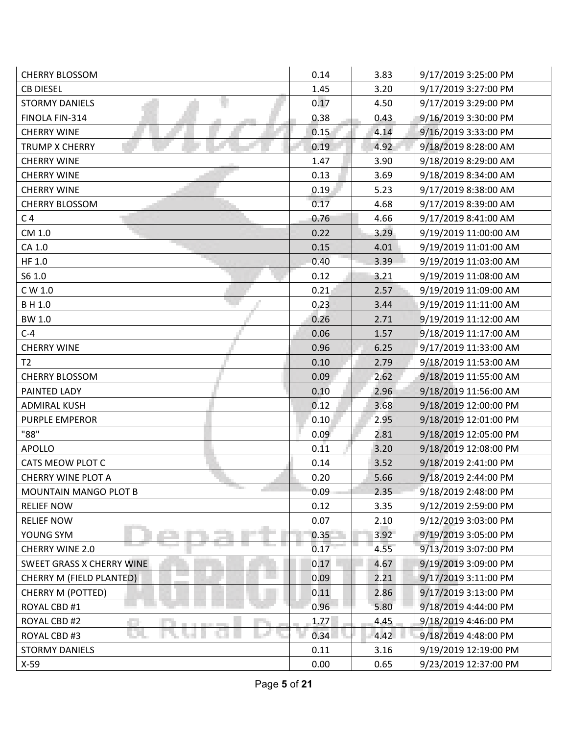| | | | |
|---|---|---|---|
| CHERRY BLOSSOM | 0.14 | 3.83 | 9/17/2019 3:25:00 PM |
| CB DIESEL | 1.45 | 3.20 | 9/17/2019 3:27:00 PM |
| STORMY DANIELS | 0.17 | 4.50 | 9/17/2019 3:29:00 PM |
| FINOLA FIN-314 | 0.38 | 0.43 | 9/16/2019 3:30:00 PM |
| CHERRY WINE | 0.15 | 4.14 | 9/16/2019 3:33:00 PM |
| TRUMP X CHERRY | 0.19 | 4.92 | 9/18/2019 8:28:00 AM |
| CHERRY WINE | 1.47 | 3.90 | 9/18/2019 8:29:00 AM |
| CHERRY WINE | 0.13 | 3.69 | 9/18/2019 8:34:00 AM |
| CHERRY WINE | 0.19 | 5.23 | 9/17/2019 8:38:00 AM |
| CHERRY BLOSSOM | 0.17 | 4.68 | 9/17/2019 8:39:00 AM |
| C 4 | 0.76 | 4.66 | 9/17/2019 8:41:00 AM |
| CM 1.0 | 0.22 | 3.29 | 9/19/2019 11:00:00 AM |
| CA 1.0 | 0.15 | 4.01 | 9/19/2019 11:01:00 AM |
| HF 1.0 | 0.40 | 3.39 | 9/19/2019 11:03:00 AM |
| S6 1.0 | 0.12 | 3.21 | 9/19/2019 11:08:00 AM |
| C W 1.0 | 0.21 | 2.57 | 9/19/2019 11:09:00 AM |
| B H 1.0 | 0.23 | 3.44 | 9/19/2019 11:11:00 AM |
| BW 1.0 | 0.26 | 2.71 | 9/19/2019 11:12:00 AM |
| C-4 | 0.06 | 1.57 | 9/18/2019 11:17:00 AM |
| CHERRY WINE | 0.96 | 6.25 | 9/17/2019 11:33:00 AM |
| T2 | 0.10 | 2.79 | 9/18/2019 11:53:00 AM |
| CHERRY BLOSSOM | 0.09 | 2.62 | 9/18/2019 11:55:00 AM |
| PAINTED LADY | 0.10 | 2.96 | 9/18/2019 11:56:00 AM |
| ADMIRAL KUSH | 0.12 | 3.68 | 9/18/2019 12:00:00 PM |
| PURPLE EMPEROR | 0.10 | 2.95 | 9/18/2019 12:01:00 PM |
| "88" | 0.09 | 2.81 | 9/18/2019 12:05:00 PM |
| APOLLO | 0.11 | 3.20 | 9/18/2019 12:08:00 PM |
| CATS MEOW PLOT C | 0.14 | 3.52 | 9/18/2019 2:41:00 PM |
| CHERRY WINE PLOT A | 0.20 | 5.66 | 9/18/2019 2:44:00 PM |
| MOUNTAIN MANGO PLOT B | 0.09 | 2.35 | 9/18/2019 2:48:00 PM |
| RELIEF NOW | 0.12 | 3.35 | 9/12/2019 2:59:00 PM |
| RELIEF NOW | 0.07 | 2.10 | 9/12/2019 3:03:00 PM |
| YOUNG SYM | 0.35 | 3.92 | 9/19/2019 3:05:00 PM |
| CHERRY WINE 2.0 | 0.17 | 4.55 | 9/13/2019 3:07:00 PM |
| SWEET GRASS X CHERRY WINE | 0.17 | 4.67 | 9/19/2019 3:09:00 PM |
| CHERRY M (FIELD PLANTED) | 0.09 | 2.21 | 9/17/2019 3:11:00 PM |
| CHERRY M (POTTED) | 0.11 | 2.86 | 9/17/2019 3:13:00 PM |
| ROYAL CBD #1 | 0.96 | 5.80 | 9/18/2019 4:44:00 PM |
| ROYAL CBD #2 | 1.77 | 4.45 | 9/18/2019 4:46:00 PM |
| ROYAL CBD #3 | 0.34 | 4.42 | 9/18/2019 4:48:00 PM |
| STORMY DANIELS | 0.11 | 3.16 | 9/19/2019 12:19:00 PM |
| X-59 | 0.00 | 0.65 | 9/23/2019 12:37:00 PM |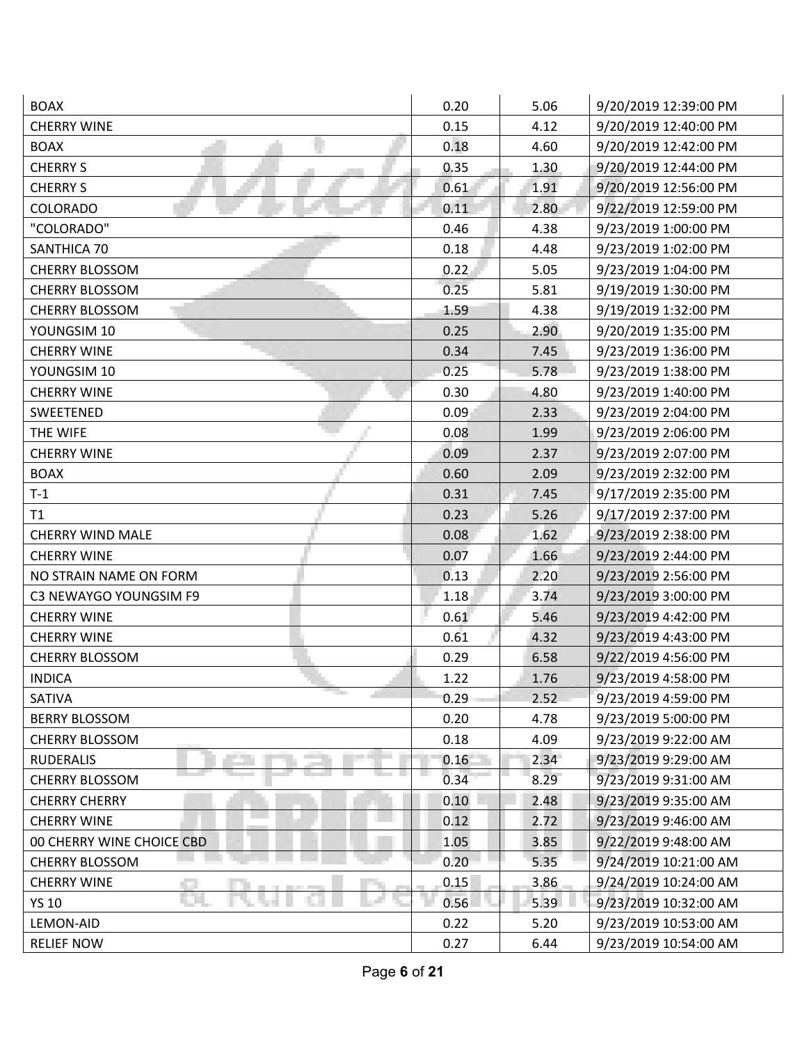| | | | |
|---|---|---|---|
| BOAX | 0.20 | 5.06 | 9/20/2019 12:39:00 PM |
| CHERRY WINE | 0.15 | 4.12 | 9/20/2019 12:40:00 PM |
| BOAX | 0.18 | 4.60 | 9/20/2019 12:42:00 PM |
| CHERRY S | 0.35 | 1.30 | 9/20/2019 12:44:00 PM |
| CHERRY S | 0.61 | 1.91 | 9/20/2019 12:56:00 PM |
| COLORADO | 0.11 | 2.80 | 9/22/2019 12:59:00 PM |
| "COLORADO" | 0.46 | 4.38 | 9/23/2019 1:00:00 PM |
| SANTHICA 70 | 0.18 | 4.48 | 9/23/2019 1:02:00 PM |
| CHERRY BLOSSOM | 0.22 | 5.05 | 9/23/2019 1:04:00 PM |
| CHERRY BLOSSOM | 0.25 | 5.81 | 9/19/2019 1:30:00 PM |
| CHERRY BLOSSOM | 1.59 | 4.38 | 9/19/2019 1:32:00 PM |
| YOUNGSIM 10 | 0.25 | 2.90 | 9/20/2019 1:35:00 PM |
| CHERRY WINE | 0.34 | 7.45 | 9/23/2019 1:36:00 PM |
| YOUNGSIM 10 | 0.25 | 5.78 | 9/23/2019 1:38:00 PM |
| CHERRY WINE | 0.30 | 4.80 | 9/23/2019 1:40:00 PM |
| SWEETENED | 0.09 | 2.33 | 9/23/2019 2:04:00 PM |
| THE WIFE | 0.08 | 1.99 | 9/23/2019 2:06:00 PM |
| CHERRY WINE | 0.09 | 2.37 | 9/23/2019 2:07:00 PM |
| BOAX | 0.60 | 2.09 | 9/23/2019 2:32:00 PM |
| T-1 | 0.31 | 7.45 | 9/17/2019 2:35:00 PM |
| T1 | 0.23 | 5.26 | 9/17/2019 2:37:00 PM |
| CHERRY WIND MALE | 0.08 | 1.62 | 9/23/2019 2:38:00 PM |
| CHERRY WINE | 0.07 | 1.66 | 9/23/2019 2:44:00 PM |
| NO STRAIN NAME ON FORM | 0.13 | 2.20 | 9/23/2019 2:56:00 PM |
| C3 NEWAYGO YOUNGSIM F9 | 1.18 | 3.74 | 9/23/2019 3:00:00 PM |
| CHERRY WINE | 0.61 | 5.46 | 9/23/2019 4:42:00 PM |
| CHERRY WINE | 0.61 | 4.32 | 9/23/2019 4:43:00 PM |
| CHERRY BLOSSOM | 0.29 | 6.58 | 9/22/2019 4:56:00 PM |
| INDICA | 1.22 | 1.76 | 9/23/2019 4:58:00 PM |
| SATIVA | 0.29 | 2.52 | 9/23/2019 4:59:00 PM |
| BERRY BLOSSOM | 0.20 | 4.78 | 9/23/2019 5:00:00 PM |
| CHERRY BLOSSOM | 0.18 | 4.09 | 9/23/2019 9:22:00 AM |
| RUDERALIS | 0.16 | 2.34 | 9/23/2019 9:29:00 AM |
| CHERRY BLOSSOM | 0.34 | 8.29 | 9/23/2019 9:31:00 AM |
| CHERRY CHERRY | 0.10 | 2.48 | 9/23/2019 9:35:00 AM |
| CHERRY WINE | 0.12 | 2.72 | 9/23/2019 9:46:00 AM |
| 00 CHERRY WINE CHOICE CBD | 1.05 | 3.85 | 9/22/2019 9:48:00 AM |
| CHERRY BLOSSOM | 0.20 | 5.35 | 9/24/2019 10:21:00 AM |
| CHERRY WINE | 0.15 | 3.86 | 9/24/2019 10:24:00 AM |
| YS 10 | 0.56 | 5.39 | 9/23/2019 10:32:00 AM |
| LEMON-AID | 0.22 | 5.20 | 9/23/2019 10:53:00 AM |
| RELIEF NOW | 0.27 | 6.44 | 9/23/2019 10:54:00 AM |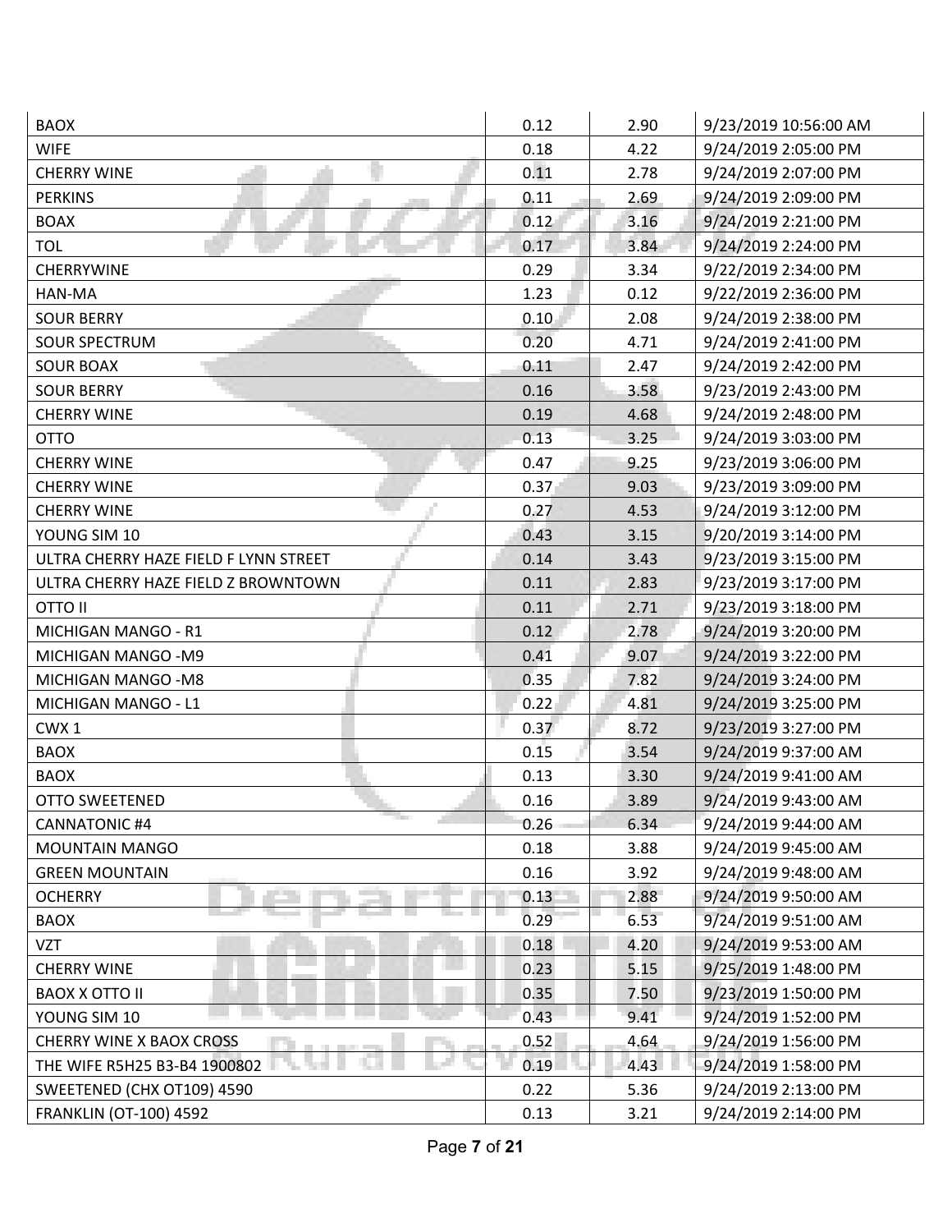| | | | |
|---|---|---|---|
| BAOX | 0.12 | 2.90 | 9/23/2019 10:56:00 AM |
| WIFE | 0.18 | 4.22 | 9/24/2019 2:05:00 PM |
| CHERRY WINE | 0.11 | 2.78 | 9/24/2019 2:07:00 PM |
| PERKINS | 0.11 | 2.69 | 9/24/2019 2:09:00 PM |
| BOAX | 0.12 | 3.16 | 9/24/2019 2:21:00 PM |
| TOL | 0.17 | 3.84 | 9/24/2019 2:24:00 PM |
| CHERRYWINE | 0.29 | 3.34 | 9/22/2019 2:34:00 PM |
| HAN-MA | 1.23 | 0.12 | 9/22/2019 2:36:00 PM |
| SOUR BERRY | 0.10 | 2.08 | 9/24/2019 2:38:00 PM |
| SOUR SPECTRUM | 0.20 | 4.71 | 9/24/2019 2:41:00 PM |
| SOUR BOAX | 0.11 | 2.47 | 9/24/2019 2:42:00 PM |
| SOUR BERRY | 0.16 | 3.58 | 9/23/2019 2:43:00 PM |
| CHERRY WINE | 0.19 | 4.68 | 9/24/2019 2:48:00 PM |
| OTTO | 0.13 | 3.25 | 9/24/2019 3:03:00 PM |
| CHERRY WINE | 0.47 | 9.25 | 9/23/2019 3:06:00 PM |
| CHERRY WINE | 0.37 | 9.03 | 9/23/2019 3:09:00 PM |
| CHERRY WINE | 0.27 | 4.53 | 9/24/2019 3:12:00 PM |
| YOUNG SIM 10 | 0.43 | 3.15 | 9/20/2019 3:14:00 PM |
| ULTRA CHERRY HAZE FIELD F LYNN STREET | 0.14 | 3.43 | 9/23/2019 3:15:00 PM |
| ULTRA CHERRY HAZE FIELD Z BROWNTOWN | 0.11 | 2.83 | 9/23/2019 3:17:00 PM |
| OTTO II | 0.11 | 2.71 | 9/23/2019 3:18:00 PM |
| MICHIGAN MANGO - R1 | 0.12 | 2.78 | 9/24/2019 3:20:00 PM |
| MICHIGAN MANGO -M9 | 0.41 | 9.07 | 9/24/2019 3:22:00 PM |
| MICHIGAN MANGO -M8 | 0.35 | 7.82 | 9/24/2019 3:24:00 PM |
| MICHIGAN MANGO - L1 | 0.22 | 4.81 | 9/24/2019 3:25:00 PM |
| CWX 1 | 0.37 | 8.72 | 9/23/2019 3:27:00 PM |
| BAOX | 0.15 | 3.54 | 9/24/2019 9:37:00 AM |
| BAOX | 0.13 | 3.30 | 9/24/2019 9:41:00 AM |
| OTTO SWEETENED | 0.16 | 3.89 | 9/24/2019 9:43:00 AM |
| CANNATONIC #4 | 0.26 | 6.34 | 9/24/2019 9:44:00 AM |
| MOUNTAIN MANGO | 0.18 | 3.88 | 9/24/2019 9:45:00 AM |
| GREEN MOUNTAIN | 0.16 | 3.92 | 9/24/2019 9:48:00 AM |
| OCHERRY | 0.13 | 2.88 | 9/24/2019 9:50:00 AM |
| BAOX | 0.29 | 6.53 | 9/24/2019 9:51:00 AM |
| VZT | 0.18 | 4.20 | 9/24/2019 9:53:00 AM |
| CHERRY WINE | 0.23 | 5.15 | 9/25/2019 1:48:00 PM |
| BAOX X OTTO II | 0.35 | 7.50 | 9/23/2019 1:50:00 PM |
| YOUNG SIM 10 | 0.43 | 9.41 | 9/24/2019 1:52:00 PM |
| CHERRY WINE X BAOX CROSS | 0.52 | 4.64 | 9/24/2019 1:56:00 PM |
| THE WIFE R5H25 B3-B4 1900802 | 0.19 | 4.43 | 9/24/2019 1:58:00 PM |
| SWEETENED (CHX OT109) 4590 | 0.22 | 5.36 | 9/24/2019 2:13:00 PM |
| FRANKLIN (OT-100) 4592 | 0.13 | 3.21 | 9/24/2019 2:14:00 PM |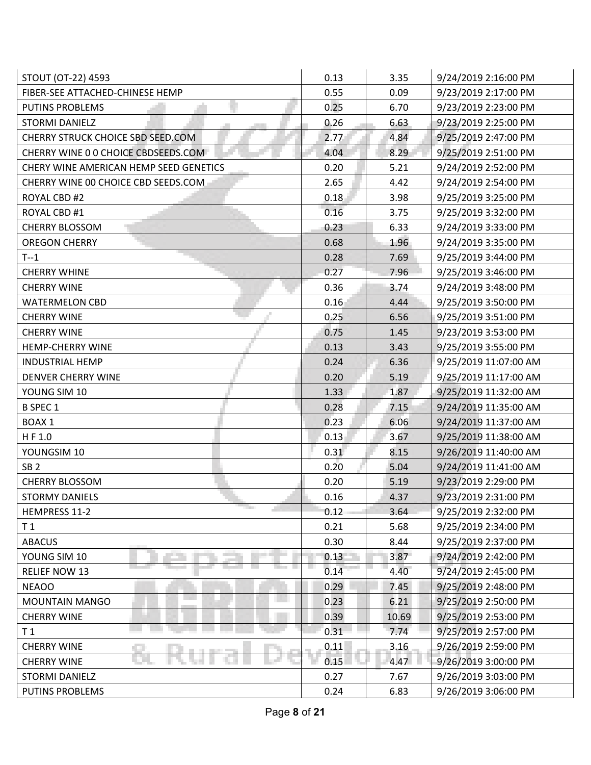| STOUT (OT-22) 4593 | 0.13 | 3.35 | 9/24/2019 2:16:00 PM |
|---|---|---|---|
| FIBER-SEE ATTACHED-CHINESE HEMP | 0.55 | 0.09 | 9/23/2019 2:17:00 PM |
| PUTINS PROBLEMS | 0.25 | 6.70 | 9/23/2019 2:23:00 PM |
| STORMI DANIELZ | 0.26 | 6.63 | 9/23/2019 2:25:00 PM |
| CHERRY STRUCK CHOICE SBD SEED.COM | 2.77 | 4.84 | 9/25/2019 2:47:00 PM |
| CHERRY WINE 0 0 CHOICE CBDSEEDS.COM | 4.04 | 8.29 | 9/25/2019 2:51:00 PM |
| CHERY WINE AMERICAN HEMP SEED GENETICS | 0.20 | 5.21 | 9/24/2019 2:52:00 PM |
| CHERRY WINE 00 CHOICE CBD SEEDS.COM | 2.65 | 4.42 | 9/24/2019 2:54:00 PM |
| ROYAL CBD #2 | 0.18 | 3.98 | 9/25/2019 3:25:00 PM |
| ROYAL CBD #1 | 0.16 | 3.75 | 9/25/2019 3:32:00 PM |
| CHERRY BLOSSOM | 0.23 | 6.33 | 9/24/2019 3:33:00 PM |
| OREGON CHERRY | 0.68 | 1.96 | 9/24/2019 3:35:00 PM |
| T--1 | 0.28 | 7.69 | 9/25/2019 3:44:00 PM |
| CHERRY WHINE | 0.27 | 7.96 | 9/25/2019 3:46:00 PM |
| CHERRY WINE | 0.36 | 3.74 | 9/24/2019 3:48:00 PM |
| WATERMELON CBD | 0.16 | 4.44 | 9/25/2019 3:50:00 PM |
| CHERRY WINE | 0.25 | 6.56 | 9/25/2019 3:51:00 PM |
| CHERRY WINE | 0.75 | 1.45 | 9/23/2019 3:53:00 PM |
| HEMP-CHERRY WINE | 0.13 | 3.43 | 9/25/2019 3:55:00 PM |
| INDUSTRIAL HEMP | 0.24 | 6.36 | 9/25/2019 11:07:00 AM |
| DENVER CHERRY WINE | 0.20 | 5.19 | 9/25/2019 11:17:00 AM |
| YOUNG SIM 10 | 1.33 | 1.87 | 9/25/2019 11:32:00 AM |
| B SPEC 1 | 0.28 | 7.15 | 9/24/2019 11:35:00 AM |
| BOAX 1 | 0.23 | 6.06 | 9/24/2019 11:37:00 AM |
| H F 1.0 | 0.13 | 3.67 | 9/25/2019 11:38:00 AM |
| YOUNGSIM 10 | 0.31 | 8.15 | 9/26/2019 11:40:00 AM |
| SB 2 | 0.20 | 5.04 | 9/24/2019 11:41:00 AM |
| CHERRY BLOSSOM | 0.20 | 5.19 | 9/23/2019 2:29:00 PM |
| STORMY DANIELS | 0.16 | 4.37 | 9/23/2019 2:31:00 PM |
| HEMPRESS 11-2 | 0.12 | 3.64 | 9/25/2019 2:32:00 PM |
| T 1 | 0.21 | 5.68 | 9/25/2019 2:34:00 PM |
| ABACUS | 0.30 | 8.44 | 9/25/2019 2:37:00 PM |
| YOUNG SIM 10 | 0.13 | 3.87 | 9/24/2019 2:42:00 PM |
| RELIEF NOW 13 | 0.14 | 4.40 | 9/24/2019 2:45:00 PM |
| NEAOO | 0.29 | 7.45 | 9/25/2019 2:48:00 PM |
| MOUNTAIN MANGO | 0.23 | 6.21 | 9/25/2019 2:50:00 PM |
| CHERRY WINE | 0.39 | 10.69 | 9/25/2019 2:53:00 PM |
| T 1 | 0.31 | 7.74 | 9/25/2019 2:57:00 PM |
| CHERRY WINE | 0.11 | 3.16 | 9/26/2019 2:59:00 PM |
| CHERRY WINE | 0.15 | 4.47 | 9/26/2019 3:00:00 PM |
| STORMI DANIELZ | 0.27 | 7.67 | 9/26/2019 3:03:00 PM |
| PUTINS PROBLEMS | 0.24 | 6.83 | 9/26/2019 3:06:00 PM |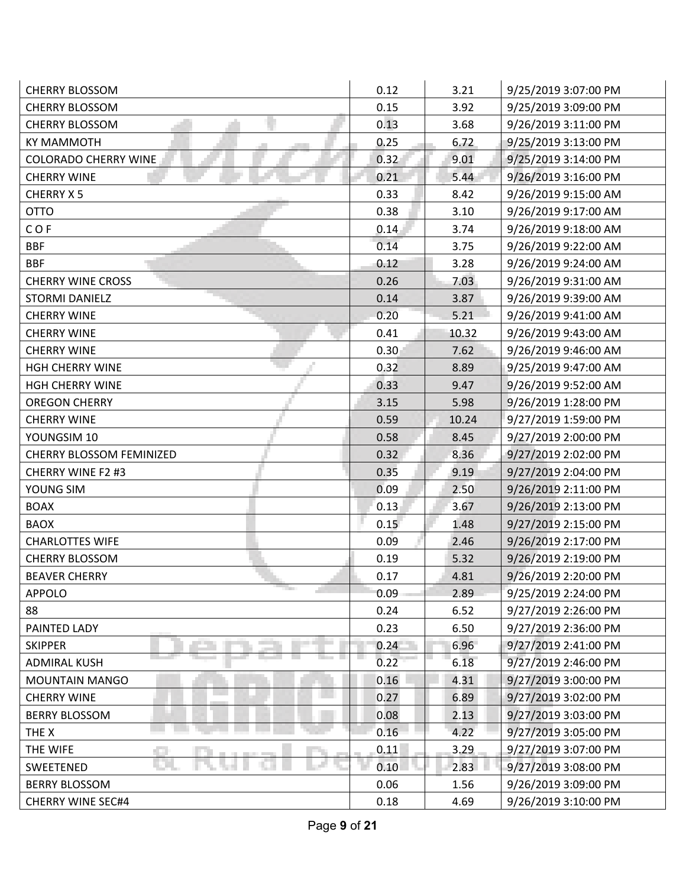| | | | |
|---|---|---|---|
| CHERRY BLOSSOM | 0.12 | 3.21 | 9/25/2019 3:07:00 PM |
| CHERRY BLOSSOM | 0.15 | 3.92 | 9/25/2019 3:09:00 PM |
| CHERRY BLOSSOM | 0.13 | 3.68 | 9/26/2019 3:11:00 PM |
| KY MAMMOTH | 0.25 | 6.72 | 9/25/2019 3:13:00 PM |
| COLORADO CHERRY WINE | 0.32 | 9.01 | 9/25/2019 3:14:00 PM |
| CHERRY WINE | 0.21 | 5.44 | 9/26/2019 3:16:00 PM |
| CHERRY X 5 | 0.33 | 8.42 | 9/26/2019 9:15:00 AM |
| OTTO | 0.38 | 3.10 | 9/26/2019 9:17:00 AM |
| C O F | 0.14 | 3.74 | 9/26/2019 9:18:00 AM |
| BBF | 0.14 | 3.75 | 9/26/2019 9:22:00 AM |
| BBF | 0.12 | 3.28 | 9/26/2019 9:24:00 AM |
| CHERRY WINE CROSS | 0.26 | 7.03 | 9/26/2019 9:31:00 AM |
| STORMI DANIELZ | 0.14 | 3.87 | 9/26/2019 9:39:00 AM |
| CHERRY WINE | 0.20 | 5.21 | 9/26/2019 9:41:00 AM |
| CHERRY WINE | 0.41 | 10.32 | 9/26/2019 9:43:00 AM |
| CHERRY WINE | 0.30 | 7.62 | 9/26/2019 9:46:00 AM |
| HGH CHERRY WINE | 0.32 | 8.89 | 9/25/2019 9:47:00 AM |
| HGH CHERRY WINE | 0.33 | 9.47 | 9/26/2019 9:52:00 AM |
| OREGON CHERRY | 3.15 | 5.98 | 9/26/2019 1:28:00 PM |
| CHERRY WINE | 0.59 | 10.24 | 9/27/2019 1:59:00 PM |
| YOUNGSIM 10 | 0.58 | 8.45 | 9/27/2019 2:00:00 PM |
| CHERRY BLOSSOM FEMINIZED | 0.32 | 8.36 | 9/27/2019 2:02:00 PM |
| CHERRY WINE F2 #3 | 0.35 | 9.19 | 9/27/2019 2:04:00 PM |
| YOUNG SIM | 0.09 | 2.50 | 9/26/2019 2:11:00 PM |
| BOAX | 0.13 | 3.67 | 9/26/2019 2:13:00 PM |
| BAOX | 0.15 | 1.48 | 9/27/2019 2:15:00 PM |
| CHARLOTTES WIFE | 0.09 | 2.46 | 9/26/2019 2:17:00 PM |
| CHERRY BLOSSOM | 0.19 | 5.32 | 9/26/2019 2:19:00 PM |
| BEAVER CHERRY | 0.17 | 4.81 | 9/26/2019 2:20:00 PM |
| APPOLO | 0.09 | 2.89 | 9/25/2019 2:24:00 PM |
| 88 | 0.24 | 6.52 | 9/27/2019 2:26:00 PM |
| PAINTED LADY | 0.23 | 6.50 | 9/27/2019 2:36:00 PM |
| SKIPPER | 0.24 | 6.96 | 9/27/2019 2:41:00 PM |
| ADMIRAL KUSH | 0.22 | 6.18 | 9/27/2019 2:46:00 PM |
| MOUNTAIN MANGO | 0.16 | 4.31 | 9/27/2019 3:00:00 PM |
| CHERRY WINE | 0.27 | 6.89 | 9/27/2019 3:02:00 PM |
| BERRY BLOSSOM | 0.08 | 2.13 | 9/27/2019 3:03:00 PM |
| THE X | 0.16 | 4.22 | 9/27/2019 3:05:00 PM |
| THE WIFE | 0.11 | 3.29 | 9/27/2019 3:07:00 PM |
| SWEETENED | 0.10 | 2.83 | 9/27/2019 3:08:00 PM |
| BERRY BLOSSOM | 0.06 | 1.56 | 9/26/2019 3:09:00 PM |
| CHERRY WINE SEC#4 | 0.18 | 4.69 | 9/26/2019 3:10:00 PM |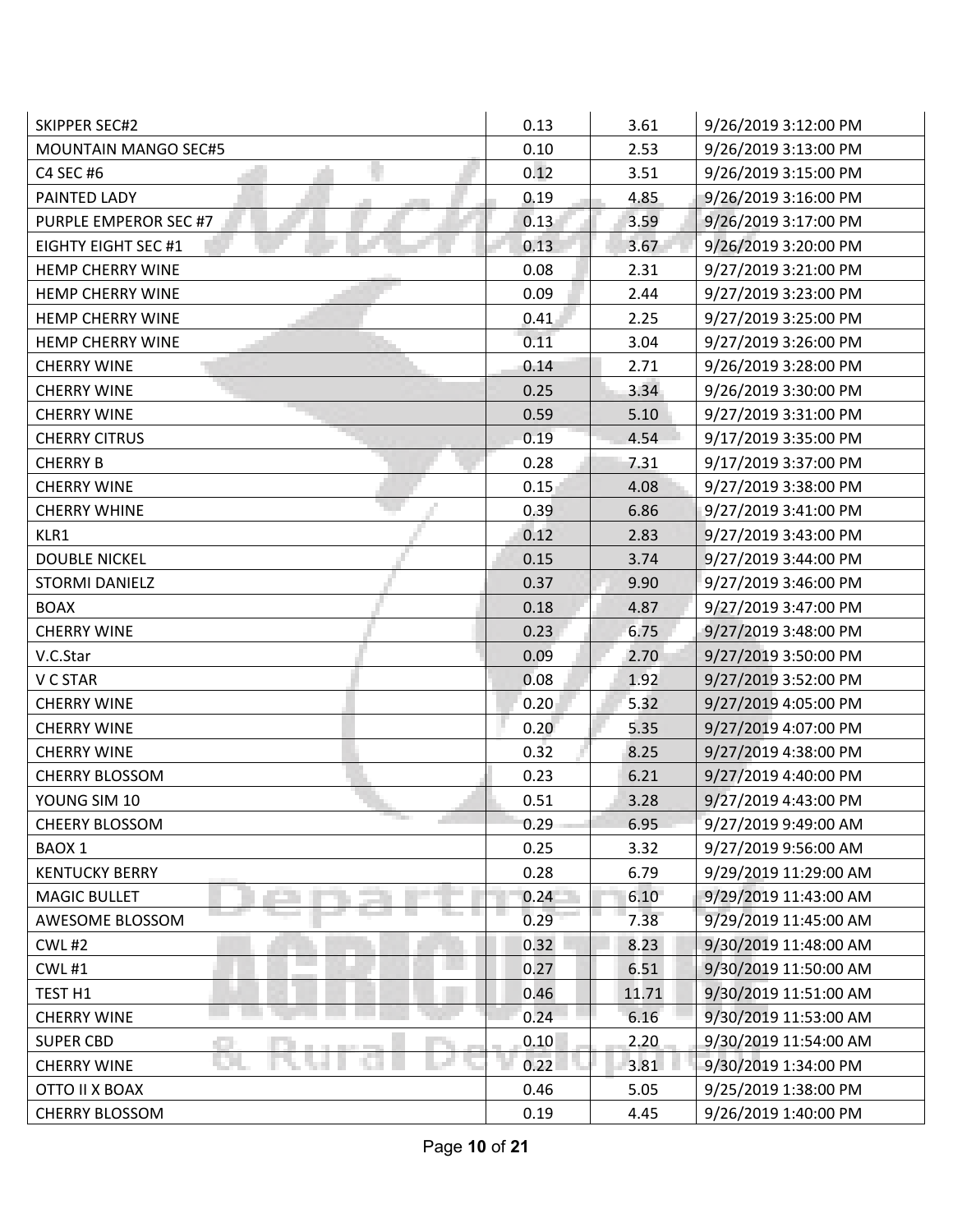| | | | |
|---|---|---|---|
| SKIPPER SEC#2 | 0.13 | 3.61 | 9/26/2019 3:12:00 PM |
| MOUNTAIN MANGO SEC#5 | 0.10 | 2.53 | 9/26/2019 3:13:00 PM |
| C4 SEC #6 | 0.12 | 3.51 | 9/26/2019 3:15:00 PM |
| PAINTED LADY | 0.19 | 4.85 | 9/26/2019 3:16:00 PM |
| PURPLE EMPEROR SEC #7 | 0.13 | 3.59 | 9/26/2019 3:17:00 PM |
| EIGHTY EIGHT SEC #1 | 0.13 | 3.67 | 9/26/2019 3:20:00 PM |
| HEMP CHERRY WINE | 0.08 | 2.31 | 9/27/2019 3:21:00 PM |
| HEMP CHERRY WINE | 0.09 | 2.44 | 9/27/2019 3:23:00 PM |
| HEMP CHERRY WINE | 0.41 | 2.25 | 9/27/2019 3:25:00 PM |
| HEMP CHERRY WINE | 0.11 | 3.04 | 9/27/2019 3:26:00 PM |
| CHERRY WINE | 0.14 | 2.71 | 9/26/2019 3:28:00 PM |
| CHERRY WINE | 0.25 | 3.34 | 9/26/2019 3:30:00 PM |
| CHERRY WINE | 0.59 | 5.10 | 9/27/2019 3:31:00 PM |
| CHERRY CITRUS | 0.19 | 4.54 | 9/17/2019 3:35:00 PM |
| CHERRY B | 0.28 | 7.31 | 9/17/2019 3:37:00 PM |
| CHERRY WINE | 0.15 | 4.08 | 9/27/2019 3:38:00 PM |
| CHERRY WHINE | 0.39 | 6.86 | 9/27/2019 3:41:00 PM |
| KLR1 | 0.12 | 2.83 | 9/27/2019 3:43:00 PM |
| DOUBLE NICKEL | 0.15 | 3.74 | 9/27/2019 3:44:00 PM |
| STORMI DANIELZ | 0.37 | 9.90 | 9/27/2019 3:46:00 PM |
| BOAX | 0.18 | 4.87 | 9/27/2019 3:47:00 PM |
| CHERRY WINE | 0.23 | 6.75 | 9/27/2019 3:48:00 PM |
| V.C.Star | 0.09 | 2.70 | 9/27/2019 3:50:00 PM |
| V C STAR | 0.08 | 1.92 | 9/27/2019 3:52:00 PM |
| CHERRY WINE | 0.20 | 5.32 | 9/27/2019 4:05:00 PM |
| CHERRY WINE | 0.20 | 5.35 | 9/27/2019 4:07:00 PM |
| CHERRY WINE | 0.32 | 8.25 | 9/27/2019 4:38:00 PM |
| CHERRY BLOSSOM | 0.23 | 6.21 | 9/27/2019 4:40:00 PM |
| YOUNG SIM 10 | 0.51 | 3.28 | 9/27/2019 4:43:00 PM |
| CHEERY BLOSSOM | 0.29 | 6.95 | 9/27/2019 9:49:00 AM |
| BAOX 1 | 0.25 | 3.32 | 9/27/2019 9:56:00 AM |
| KENTUCKY BERRY | 0.28 | 6.79 | 9/29/2019 11:29:00 AM |
| MAGIC BULLET | 0.24 | 6.10 | 9/29/2019 11:43:00 AM |
| AWESOME BLOSSOM | 0.29 | 7.38 | 9/29/2019 11:45:00 AM |
| CWL #2 | 0.32 | 8.23 | 9/30/2019 11:48:00 AM |
| CWL #1 | 0.27 | 6.51 | 9/30/2019 11:50:00 AM |
| TEST H1 | 0.46 | 11.71 | 9/30/2019 11:51:00 AM |
| CHERRY WINE | 0.24 | 6.16 | 9/30/2019 11:53:00 AM |
| SUPER CBD | 0.10 | 2.20 | 9/30/2019 11:54:00 AM |
| CHERRY WINE | 0.22 | 3.81 | 9/30/2019 1:34:00 PM |
| OTTO II X BOAX | 0.46 | 5.05 | 9/25/2019 1:38:00 PM |
| CHERRY BLOSSOM | 0.19 | 4.45 | 9/26/2019 1:40:00 PM |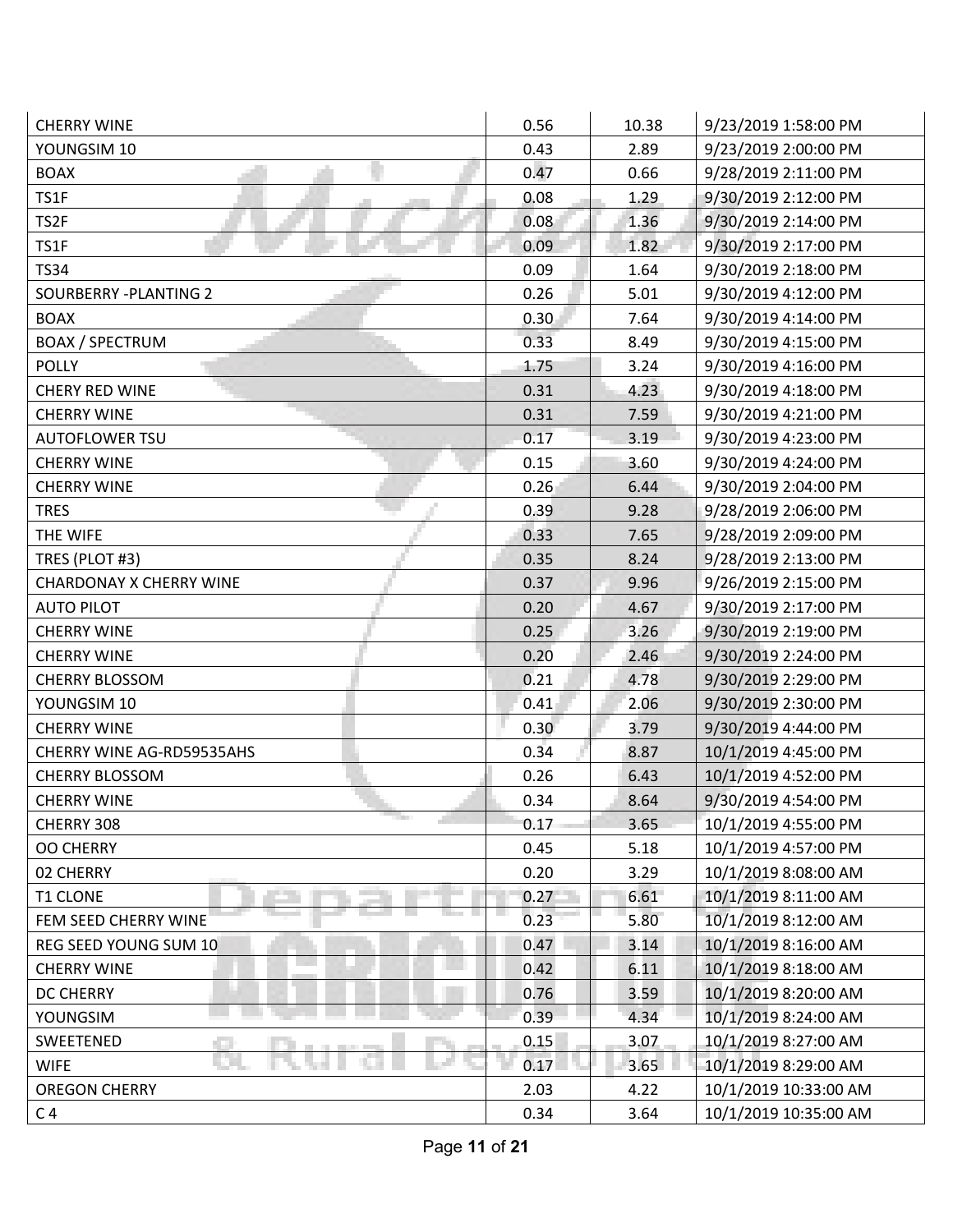| CHERRY WINE | 0.56 | 10.38 | 9/23/2019 1:58:00 PM |
|---|---|---|---|
| YOUNGSIM 10 | 0.43 | 2.89 | 9/23/2019 2:00:00 PM |
| BOAX | 0.47 | 0.66 | 9/28/2019 2:11:00 PM |
| TS1F | 0.08 | 1.29 | 9/30/2019 2:12:00 PM |
| TS2F | 0.08 | 1.36 | 9/30/2019 2:14:00 PM |
| TS1F | 0.09 | 1.82 | 9/30/2019 2:17:00 PM |
| TS34 | 0.09 | 1.64 | 9/30/2019 2:18:00 PM |
| SOURBERRY -PLANTING 2 | 0.26 | 5.01 | 9/30/2019 4:12:00 PM |
| BOAX | 0.30 | 7.64 | 9/30/2019 4:14:00 PM |
| BOAX / SPECTRUM | 0.33 | 8.49 | 9/30/2019 4:15:00 PM |
| POLLY | 1.75 | 3.24 | 9/30/2019 4:16:00 PM |
| CHERY RED WINE | 0.31 | 4.23 | 9/30/2019 4:18:00 PM |
| CHERRY WINE | 0.31 | 7.59 | 9/30/2019 4:21:00 PM |
| AUTOFLOWER TSU | 0.17 | 3.19 | 9/30/2019 4:23:00 PM |
| CHERRY WINE | 0.15 | 3.60 | 9/30/2019 4:24:00 PM |
| CHERRY WINE | 0.26 | 6.44 | 9/30/2019 2:04:00 PM |
| TRES | 0.39 | 9.28 | 9/28/2019 2:06:00 PM |
| THE WIFE | 0.33 | 7.65 | 9/28/2019 2:09:00 PM |
| TRES (PLOT #3) | 0.35 | 8.24 | 9/28/2019 2:13:00 PM |
| CHARDONAY X CHERRY WINE | 0.37 | 9.96 | 9/26/2019 2:15:00 PM |
| AUTO PILOT | 0.20 | 4.67 | 9/30/2019 2:17:00 PM |
| CHERRY WINE | 0.25 | 3.26 | 9/30/2019 2:19:00 PM |
| CHERRY WINE | 0.20 | 2.46 | 9/30/2019 2:24:00 PM |
| CHERRY BLOSSOM | 0.21 | 4.78 | 9/30/2019 2:29:00 PM |
| YOUNGSIM 10 | 0.41 | 2.06 | 9/30/2019 2:30:00 PM |
| CHERRY WINE | 0.30 | 3.79 | 9/30/2019 4:44:00 PM |
| CHERRY WINE AG-RD59535AHS | 0.34 | 8.87 | 10/1/2019 4:45:00 PM |
| CHERRY BLOSSOM | 0.26 | 6.43 | 10/1/2019 4:52:00 PM |
| CHERRY WINE | 0.34 | 8.64 | 9/30/2019 4:54:00 PM |
| CHERRY 308 | 0.17 | 3.65 | 10/1/2019 4:55:00 PM |
| OO CHERRY | 0.45 | 5.18 | 10/1/2019 4:57:00 PM |
| 02 CHERRY | 0.20 | 3.29 | 10/1/2019 8:08:00 AM |
| T1 CLONE | 0.27 | 6.61 | 10/1/2019 8:11:00 AM |
| FEM SEED CHERRY WINE | 0.23 | 5.80 | 10/1/2019 8:12:00 AM |
| REG SEED YOUNG SUM 10 | 0.47 | 3.14 | 10/1/2019 8:16:00 AM |
| CHERRY WINE | 0.42 | 6.11 | 10/1/2019 8:18:00 AM |
| DC CHERRY | 0.76 | 3.59 | 10/1/2019 8:20:00 AM |
| YOUNGSIM | 0.39 | 4.34 | 10/1/2019 8:24:00 AM |
| SWEETENED | 0.15 | 3.07 | 10/1/2019 8:27:00 AM |
| WIFE | 0.17 | 3.65 | 10/1/2019 8:29:00 AM |
| OREGON CHERRY | 2.03 | 4.22 | 10/1/2019 10:33:00 AM |
| C 4 | 0.34 | 3.64 | 10/1/2019 10:35:00 AM |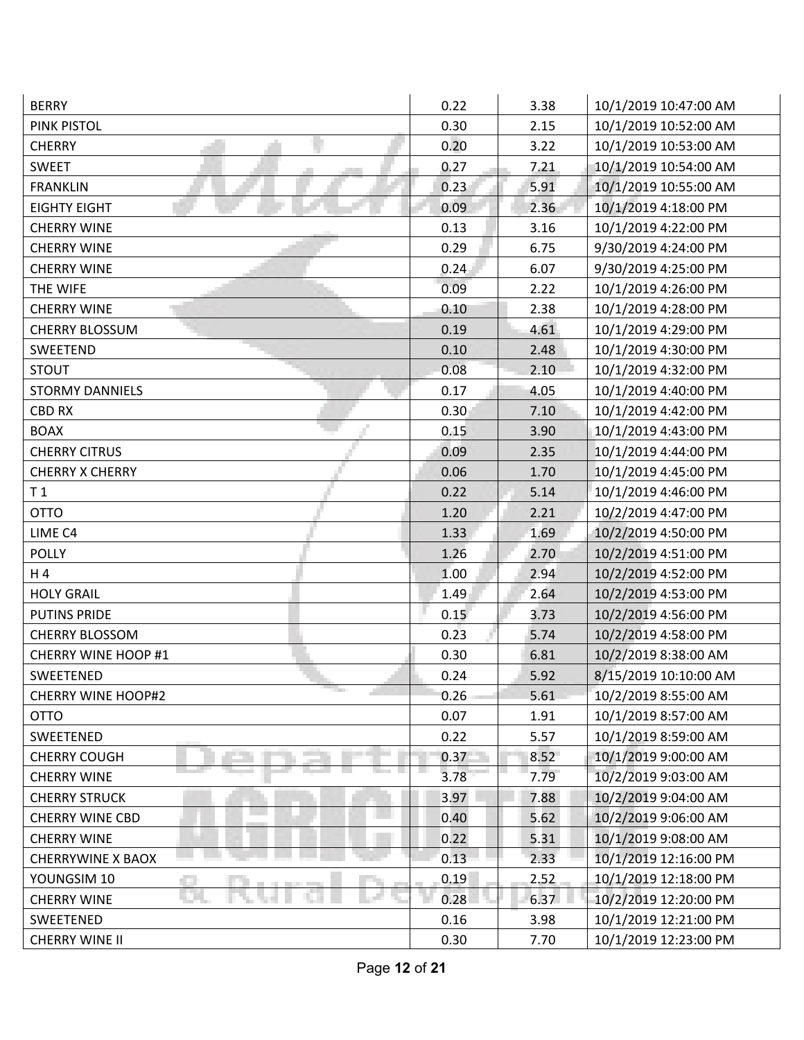| | | | |
|---|---|---|---|
| BERRY | 0.22 | 3.38 | 10/1/2019 10:47:00 AM |
| PINK PISTOL | 0.30 | 2.15 | 10/1/2019 10:52:00 AM |
| CHERRY | 0.20 | 3.22 | 10/1/2019 10:53:00 AM |
| SWEET | 0.27 | 7.21 | 10/1/2019 10:54:00 AM |
| FRANKLIN | 0.23 | 5.91 | 10/1/2019 10:55:00 AM |
| EIGHTY EIGHT | 0.09 | 2.36 | 10/1/2019 4:18:00 PM |
| CHERRY WINE | 0.13 | 3.16 | 10/1/2019 4:22:00 PM |
| CHERRY WINE | 0.29 | 6.75 | 9/30/2019 4:24:00 PM |
| CHERRY WINE | 0.24 | 6.07 | 9/30/2019 4:25:00 PM |
| THE WIFE | 0.09 | 2.22 | 10/1/2019 4:26:00 PM |
| CHERRY WINE | 0.10 | 2.38 | 10/1/2019 4:28:00 PM |
| CHERRY BLOSSUM | 0.19 | 4.61 | 10/1/2019 4:29:00 PM |
| SWEETEND | 0.10 | 2.48 | 10/1/2019 4:30:00 PM |
| STOUT | 0.08 | 2.10 | 10/1/2019 4:32:00 PM |
| STORMY DANNIELS | 0.17 | 4.05 | 10/1/2019 4:40:00 PM |
| CBD RX | 0.30 | 7.10 | 10/1/2019 4:42:00 PM |
| BOAX | 0.15 | 3.90 | 10/1/2019 4:43:00 PM |
| CHERRY CITRUS | 0.09 | 2.35 | 10/1/2019 4:44:00 PM |
| CHERRY X CHERRY | 0.06 | 1.70 | 10/1/2019 4:45:00 PM |
| T 1 | 0.22 | 5.14 | 10/1/2019 4:46:00 PM |
| OTTO | 1.20 | 2.21 | 10/2/2019 4:47:00 PM |
| LIME C4 | 1.33 | 1.69 | 10/2/2019 4:50:00 PM |
| POLLY | 1.26 | 2.70 | 10/2/2019 4:51:00 PM |
| H 4 | 1.00 | 2.94 | 10/2/2019 4:52:00 PM |
| HOLY GRAIL | 1.49 | 2.64 | 10/2/2019 4:53:00 PM |
| PUTINS PRIDE | 0.15 | 3.73 | 10/2/2019 4:56:00 PM |
| CHERRY BLOSSOM | 0.23 | 5.74 | 10/2/2019 4:58:00 PM |
| CHERRY WINE HOOP #1 | 0.30 | 6.81 | 10/2/2019 8:38:00 AM |
| SWEETENED | 0.24 | 5.92 | 8/15/2019 10:10:00 AM |
| CHERRY WINE HOOP#2 | 0.26 | 5.61 | 10/2/2019 8:55:00 AM |
| OTTO | 0.07 | 1.91 | 10/1/2019 8:57:00 AM |
| SWEETENED | 0.22 | 5.57 | 10/1/2019 8:59:00 AM |
| CHERRY COUGH | 0.37 | 8.52 | 10/1/2019 9:00:00 AM |
| CHERRY WINE | 3.78 | 7.79 | 10/2/2019 9:03:00 AM |
| CHERRY STRUCK | 3.97 | 7.88 | 10/2/2019 9:04:00 AM |
| CHERRY WINE CBD | 0.40 | 5.62 | 10/2/2019 9:06:00 AM |
| CHERRY WINE | 0.22 | 5.31 | 10/1/2019 9:08:00 AM |
| CHERRYWINE X BAOX | 0.13 | 2.33 | 10/1/2019 12:16:00 PM |
| YOUNGSIM 10 | 0.19 | 2.52 | 10/1/2019 12:18:00 PM |
| CHERRY WINE | 0.28 | 6.37 | 10/2/2019 12:20:00 PM |
| SWEETENED | 0.16 | 3.98 | 10/1/2019 12:21:00 PM |
| CHERRY WINE II | 0.30 | 7.70 | 10/1/2019 12:23:00 PM |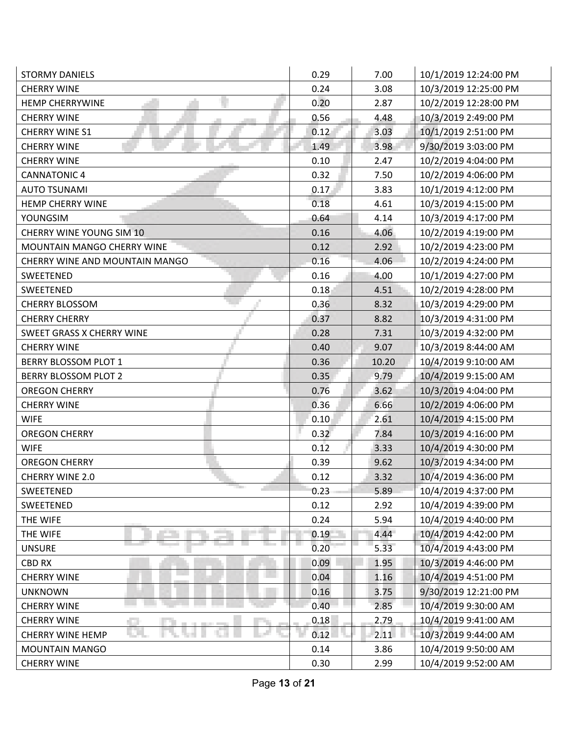| | | | |
|---|---|---|---|
| STORMY DANIELS | 0.29 | 7.00 | 10/1/2019 12:24:00 PM |
| CHERRY WINE | 0.24 | 3.08 | 10/3/2019 12:25:00 PM |
| HEMP CHERRYWINE | 0.20 | 2.87 | 10/2/2019 12:28:00 PM |
| CHERRY WINE | 0.56 | 4.48 | 10/3/2019 2:49:00 PM |
| CHERRY WINE S1 | 0.12 | 3.03 | 10/1/2019 2:51:00 PM |
| CHERRY WINE | 1.49 | 3.98 | 9/30/2019 3:03:00 PM |
| CHERRY WINE | 0.10 | 2.47 | 10/2/2019 4:04:00 PM |
| CANNATONIC 4 | 0.32 | 7.50 | 10/2/2019 4:06:00 PM |
| AUTO TSUNAMI | 0.17 | 3.83 | 10/1/2019 4:12:00 PM |
| HEMP CHERRY WINE | 0.18 | 4.61 | 10/3/2019 4:15:00 PM |
| YOUNGSIM | 0.64 | 4.14 | 10/3/2019 4:17:00 PM |
| CHERRY WINE YOUNG SIM 10 | 0.16 | 4.06 | 10/2/2019 4:19:00 PM |
| MOUNTAIN MANGO CHERRY WINE | 0.12 | 2.92 | 10/2/2019 4:23:00 PM |
| CHERRY WINE AND MOUNTAIN MANGO | 0.16 | 4.06 | 10/2/2019 4:24:00 PM |
| SWEETENED | 0.16 | 4.00 | 10/1/2019 4:27:00 PM |
| SWEETENED | 0.18 | 4.51 | 10/2/2019 4:28:00 PM |
| CHERRY BLOSSOM | 0.36 | 8.32 | 10/3/2019 4:29:00 PM |
| CHERRY CHERRY | 0.37 | 8.82 | 10/3/2019 4:31:00 PM |
| SWEET GRASS X CHERRY WINE | 0.28 | 7.31 | 10/3/2019 4:32:00 PM |
| CHERRY WINE | 0.40 | 9.07 | 10/3/2019 8:44:00 AM |
| BERRY BLOSSOM PLOT 1 | 0.36 | 10.20 | 10/4/2019 9:10:00 AM |
| BERRY BLOSSOM PLOT 2 | 0.35 | 9.79 | 10/4/2019 9:15:00 AM |
| OREGON CHERRY | 0.76 | 3.62 | 10/3/2019 4:04:00 PM |
| CHERRY WINE | 0.36 | 6.66 | 10/2/2019 4:06:00 PM |
| WIFE | 0.10 | 2.61 | 10/4/2019 4:15:00 PM |
| OREGON CHERRY | 0.32 | 7.84 | 10/3/2019 4:16:00 PM |
| WIFE | 0.12 | 3.33 | 10/4/2019 4:30:00 PM |
| OREGON CHERRY | 0.39 | 9.62 | 10/3/2019 4:34:00 PM |
| CHERRY WINE 2.0 | 0.12 | 3.32 | 10/4/2019 4:36:00 PM |
| SWEETENED | 0.23 | 5.89 | 10/4/2019 4:37:00 PM |
| SWEETENED | 0.12 | 2.92 | 10/4/2019 4:39:00 PM |
| THE WIFE | 0.24 | 5.94 | 10/4/2019 4:40:00 PM |
| THE WIFE | 0.19 | 4.44 | 10/4/2019 4:42:00 PM |
| UNSURE | 0.20 | 5.33 | 10/4/2019 4:43:00 PM |
| CBD RX | 0.09 | 1.95 | 10/3/2019 4:46:00 PM |
| CHERRY WINE | 0.04 | 1.16 | 10/4/2019 4:51:00 PM |
| UNKNOWN | 0.16 | 3.75 | 9/30/2019 12:21:00 PM |
| CHERRY WINE | 0.40 | 2.85 | 10/4/2019 9:30:00 AM |
| CHERRY WINE | 0.18 | 2.79 | 10/4/2019 9:41:00 AM |
| CHERRY WINE HEMP | 0.12 | 2.11 | 10/3/2019 9:44:00 AM |
| MOUNTAIN MANGO | 0.14 | 3.86 | 10/4/2019 9:50:00 AM |
| CHERRY WINE | 0.30 | 2.99 | 10/4/2019 9:52:00 AM |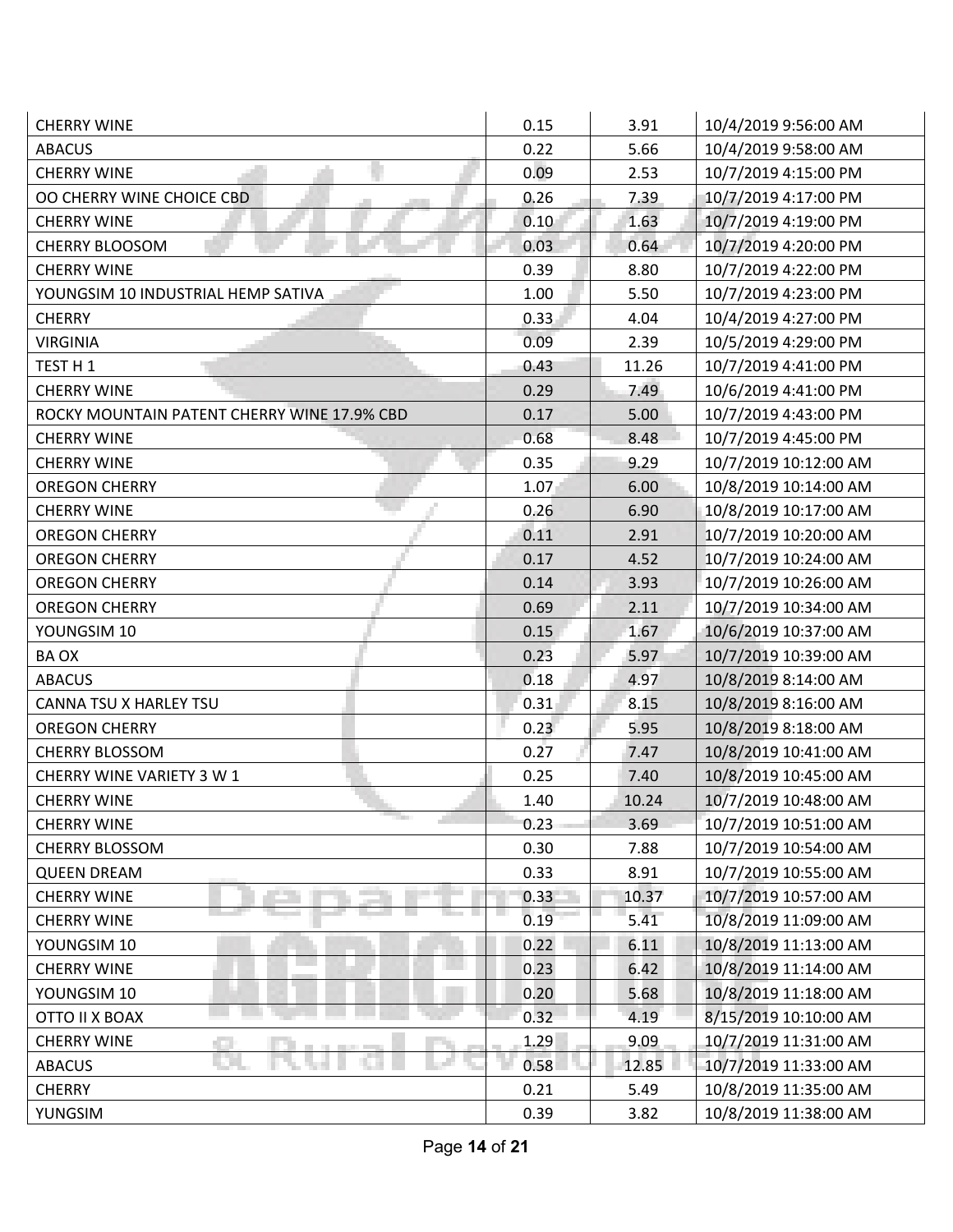| | | | |
|---|---|---|---|
| CHERRY WINE | 0.15 | 3.91 | 10/4/2019 9:56:00 AM |
| ABACUS | 0.22 | 5.66 | 10/4/2019 9:58:00 AM |
| CHERRY WINE | 0.09 | 2.53 | 10/7/2019 4:15:00 PM |
| OO CHERRY WINE CHOICE CBD | 0.26 | 7.39 | 10/7/2019 4:17:00 PM |
| CHERRY WINE | 0.10 | 1.63 | 10/7/2019 4:19:00 PM |
| CHERRY BLOOSOM | 0.03 | 0.64 | 10/7/2019 4:20:00 PM |
| CHERRY WINE | 0.39 | 8.80 | 10/7/2019 4:22:00 PM |
| YOUNGSIM 10 INDUSTRIAL HEMP SATIVA | 1.00 | 5.50 | 10/7/2019 4:23:00 PM |
| CHERRY | 0.33 | 4.04 | 10/4/2019 4:27:00 PM |
| VIRGINIA | 0.09 | 2.39 | 10/5/2019 4:29:00 PM |
| TEST H 1 | 0.43 | 11.26 | 10/7/2019 4:41:00 PM |
| CHERRY WINE | 0.29 | 7.49 | 10/6/2019 4:41:00 PM |
| ROCKY MOUNTAIN PATENT CHERRY WINE 17.9% CBD | 0.17 | 5.00 | 10/7/2019 4:43:00 PM |
| CHERRY WINE | 0.68 | 8.48 | 10/7/2019 4:45:00 PM |
| CHERRY WINE | 0.35 | 9.29 | 10/7/2019 10:12:00 AM |
| OREGON CHERRY | 1.07 | 6.00 | 10/8/2019 10:14:00 AM |
| CHERRY WINE | 0.26 | 6.90 | 10/8/2019 10:17:00 AM |
| OREGON CHERRY | 0.11 | 2.91 | 10/7/2019 10:20:00 AM |
| OREGON CHERRY | 0.17 | 4.52 | 10/7/2019 10:24:00 AM |
| OREGON CHERRY | 0.14 | 3.93 | 10/7/2019 10:26:00 AM |
| OREGON CHERRY | 0.69 | 2.11 | 10/7/2019 10:34:00 AM |
| YOUNGSIM 10 | 0.15 | 1.67 | 10/6/2019 10:37:00 AM |
| BA OX | 0.23 | 5.97 | 10/7/2019 10:39:00 AM |
| ABACUS | 0.18 | 4.97 | 10/8/2019 8:14:00 AM |
| CANNA TSU X HARLEY TSU | 0.31 | 8.15 | 10/8/2019 8:16:00 AM |
| OREGON CHERRY | 0.23 | 5.95 | 10/8/2019 8:18:00 AM |
| CHERRY BLOSSOM | 0.27 | 7.47 | 10/8/2019 10:41:00 AM |
| CHERRY WINE VARIETY 3 W 1 | 0.25 | 7.40 | 10/8/2019 10:45:00 AM |
| CHERRY WINE | 1.40 | 10.24 | 10/7/2019 10:48:00 AM |
| CHERRY WINE | 0.23 | 3.69 | 10/7/2019 10:51:00 AM |
| CHERRY BLOSSOM | 0.30 | 7.88 | 10/7/2019 10:54:00 AM |
| QUEEN DREAM | 0.33 | 8.91 | 10/7/2019 10:55:00 AM |
| CHERRY WINE | 0.33 | 10.37 | 10/7/2019 10:57:00 AM |
| CHERRY WINE | 0.19 | 5.41 | 10/8/2019 11:09:00 AM |
| YOUNGSIM 10 | 0.22 | 6.11 | 10/8/2019 11:13:00 AM |
| CHERRY WINE | 0.23 | 6.42 | 10/8/2019 11:14:00 AM |
| YOUNGSIM 10 | 0.20 | 5.68 | 10/8/2019 11:18:00 AM |
| OTTO II X BOAX | 0.32 | 4.19 | 8/15/2019 10:10:00 AM |
| CHERRY WINE | 1.29 | 9.09 | 10/7/2019 11:31:00 AM |
| ABACUS | 0.58 | 12.85 | 10/7/2019 11:33:00 AM |
| CHERRY | 0.21 | 5.49 | 10/8/2019 11:35:00 AM |
| YUNGSIM | 0.39 | 3.82 | 10/8/2019 11:38:00 AM |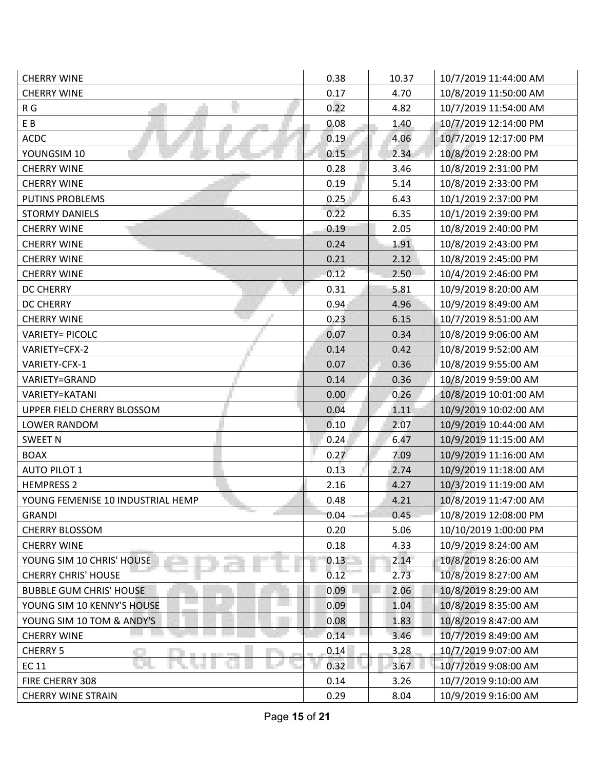| | | | |
|---|---|---|---|
| CHERRY WINE | 0.38 | 10.37 | 10/7/2019 11:44:00 AM |
| CHERRY WINE | 0.17 | 4.70 | 10/8/2019 11:50:00 AM |
| R G | 0.22 | 4.82 | 10/7/2019 11:54:00 AM |
| E B | 0.08 | 1.40 | 10/7/2019 12:14:00 PM |
| ACDC | 0.19 | 4.06 | 10/7/2019 12:17:00 PM |
| YOUNGSIM 10 | 0.15 | 2.34 | 10/8/2019 2:28:00 PM |
| CHERRY WINE | 0.28 | 3.46 | 10/8/2019 2:31:00 PM |
| CHERRY WINE | 0.19 | 5.14 | 10/8/2019 2:33:00 PM |
| PUTINS PROBLEMS | 0.25 | 6.43 | 10/1/2019 2:37:00 PM |
| STORMY DANIELS | 0.22 | 6.35 | 10/1/2019 2:39:00 PM |
| CHERRY WINE | 0.19 | 2.05 | 10/8/2019 2:40:00 PM |
| CHERRY WINE | 0.24 | 1.91 | 10/8/2019 2:43:00 PM |
| CHERRY WINE | 0.21 | 2.12 | 10/8/2019 2:45:00 PM |
| CHERRY WINE | 0.12 | 2.50 | 10/4/2019 2:46:00 PM |
| DC CHERRY | 0.31 | 5.81 | 10/9/2019 8:20:00 AM |
| DC CHERRY | 0.94 | 4.96 | 10/9/2019 8:49:00 AM |
| CHERRY WINE | 0.23 | 6.15 | 10/7/2019 8:51:00 AM |
| VARIETY= PICOLC | 0.07 | 0.34 | 10/8/2019 9:06:00 AM |
| VARIETY=CFX-2 | 0.14 | 0.42 | 10/8/2019 9:52:00 AM |
| VARIETY-CFX-1 | 0.07 | 0.36 | 10/8/2019 9:55:00 AM |
| VARIETY=GRAND | 0.14 | 0.36 | 10/8/2019 9:59:00 AM |
| VARIETY=KATANI | 0.00 | 0.26 | 10/8/2019 10:01:00 AM |
| UPPER FIELD CHERRY BLOSSOM | 0.04 | 1.11 | 10/9/2019 10:02:00 AM |
| LOWER RANDOM | 0.10 | 2.07 | 10/9/2019 10:44:00 AM |
| SWEET N | 0.24 | 6.47 | 10/9/2019 11:15:00 AM |
| BOAX | 0.27 | 7.09 | 10/9/2019 11:16:00 AM |
| AUTO PILOT 1 | 0.13 | 2.74 | 10/9/2019 11:18:00 AM |
| HEMPRESS 2 | 2.16 | 4.27 | 10/3/2019 11:19:00 AM |
| YOUNG FEMENISE 10 INDUSTRIAL HEMP | 0.48 | 4.21 | 10/8/2019 11:47:00 AM |
| GRANDI | 0.04 | 0.45 | 10/8/2019 12:08:00 PM |
| CHERRY BLOSSOM | 0.20 | 5.06 | 10/10/2019 1:00:00 PM |
| CHERRY WINE | 0.18 | 4.33 | 10/9/2019 8:24:00 AM |
| YOUNG SIM 10 CHRIS' HOUSE | 0.13 | 2.14 | 10/8/2019 8:26:00 AM |
| CHERRY CHRIS' HOUSE | 0.12 | 2.73 | 10/8/2019 8:27:00 AM |
| BUBBLE GUM CHRIS' HOUSE | 0.09 | 2.06 | 10/8/2019 8:29:00 AM |
| YOUNG SIM 10 KENNY'S HOUSE | 0.09 | 1.04 | 10/8/2019 8:35:00 AM |
| YOUNG SIM 10 TOM & ANDY'S | 0.08 | 1.83 | 10/8/2019 8:47:00 AM |
| CHERRY WINE | 0.14 | 3.46 | 10/7/2019 8:49:00 AM |
| CHERRY 5 | 0.14 | 3.28 | 10/7/2019 9:07:00 AM |
| EC 11 | 0.32 | 3.67 | 10/7/2019 9:08:00 AM |
| FIRE CHERRY 308 | 0.14 | 3.26 | 10/7/2019 9:10:00 AM |
| CHERRY WINE STRAIN | 0.29 | 8.04 | 10/9/2019 9:16:00 AM |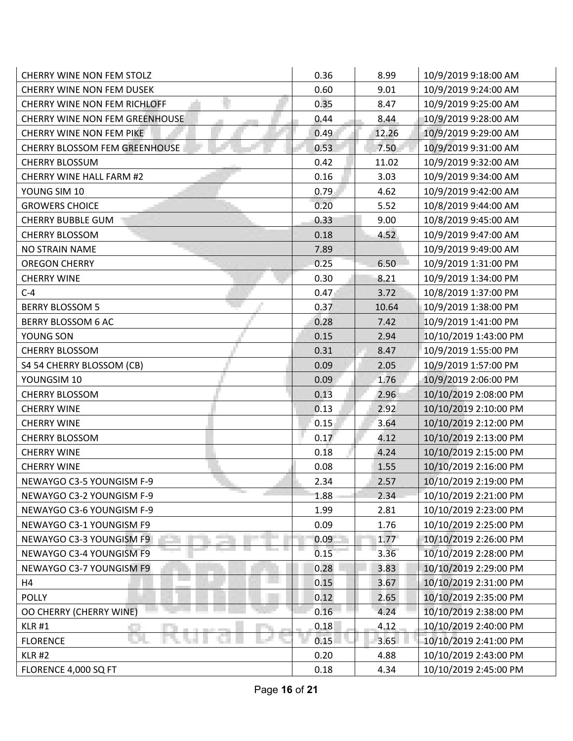| | | | |
|---|---|---|---|
| CHERRY WINE NON FEM STOLZ | 0.36 | 8.99 | 10/9/2019 9:18:00 AM |
| CHERRY WINE NON FEM DUSEK | 0.60 | 9.01 | 10/9/2019 9:24:00 AM |
| CHERRY WINE NON FEM RICHLOFF | 0.35 | 8.47 | 10/9/2019 9:25:00 AM |
| CHERRY WINE NON FEM GREENHOUSE | 0.44 | 8.44 | 10/9/2019 9:28:00 AM |
| CHERRY WINE NON FEM PIKE | 0.49 | 12.26 | 10/9/2019 9:29:00 AM |
| CHERRY BLOSSOM FEM GREENHOUSE | 0.53 | 7.50 | 10/9/2019 9:31:00 AM |
| CHERRY BLOSSUM | 0.42 | 11.02 | 10/9/2019 9:32:00 AM |
| CHERRY WINE HALL FARM #2 | 0.16 | 3.03 | 10/9/2019 9:34:00 AM |
| YOUNG SIM 10 | 0.79 | 4.62 | 10/9/2019 9:42:00 AM |
| GROWERS CHOICE | 0.20 | 5.52 | 10/8/2019 9:44:00 AM |
| CHERRY BUBBLE GUM | 0.33 | 9.00 | 10/8/2019 9:45:00 AM |
| CHERRY BLOSSOM | 0.18 | 4.52 | 10/9/2019 9:47:00 AM |
| NO STRAIN NAME | 7.89 | | 10/9/2019 9:49:00 AM |
| OREGON CHERRY | 0.25 | 6.50 | 10/9/2019 1:31:00 PM |
| CHERRY WINE | 0.30 | 8.21 | 10/9/2019 1:34:00 PM |
| C-4 | 0.47 | 3.72 | 10/8/2019 1:37:00 PM |
| BERRY BLOSSOM 5 | 0.37 | 10.64 | 10/9/2019 1:38:00 PM |
| BERRY BLOSSOM 6 AC | 0.28 | 7.42 | 10/9/2019 1:41:00 PM |
| YOUNG SON | 0.15 | 2.94 | 10/10/2019 1:43:00 PM |
| CHERRY BLOSSOM | 0.31 | 8.47 | 10/9/2019 1:55:00 PM |
| S4 54 CHERRY BLOSSOM (CB) | 0.09 | 2.05 | 10/9/2019 1:57:00 PM |
| YOUNGSIM 10 | 0.09 | 1.76 | 10/9/2019 2:06:00 PM |
| CHERRY BLOSSOM | 0.13 | 2.96 | 10/10/2019 2:08:00 PM |
| CHERRY WINE | 0.13 | 2.92 | 10/10/2019 2:10:00 PM |
| CHERRY WINE | 0.15 | 3.64 | 10/10/2019 2:12:00 PM |
| CHERRY BLOSSOM | 0.17 | 4.12 | 10/10/2019 2:13:00 PM |
| CHERRY WINE | 0.18 | 4.24 | 10/10/2019 2:15:00 PM |
| CHERRY WINE | 0.08 | 1.55 | 10/10/2019 2:16:00 PM |
| NEWAYGO C3-5 YOUNGISM F-9 | 2.34 | 2.57 | 10/10/2019 2:19:00 PM |
| NEWAYGO C3-2 YOUNGISM F-9 | 1.88 | 2.34 | 10/10/2019 2:21:00 PM |
| NEWAYGO C3-6 YOUNGISM F-9 | 1.99 | 2.81 | 10/10/2019 2:23:00 PM |
| NEWAYGO C3-1 YOUNGISM F9 | 0.09 | 1.76 | 10/10/2019 2:25:00 PM |
| NEWAYGO C3-3 YOUNGISM F9 | 0.09 | 1.77 | 10/10/2019 2:26:00 PM |
| NEWAYGO C3-4 YOUNGISM F9 | 0.15 | 3.36 | 10/10/2019 2:28:00 PM |
| NEWAYGO C3-7 YOUNGISM F9 | 0.28 | 3.83 | 10/10/2019 2:29:00 PM |
| H4 | 0.15 | 3.67 | 10/10/2019 2:31:00 PM |
| POLLY | 0.12 | 2.65 | 10/10/2019 2:35:00 PM |
| OO CHERRY (CHERRY WINE) | 0.16 | 4.24 | 10/10/2019 2:38:00 PM |
| KLR #1 | 0.18 | 4.12 | 10/10/2019 2:40:00 PM |
| FLORENCE | 0.15 | 3.65 | 10/10/2019 2:41:00 PM |
| KLR #2 | 0.20 | 4.88 | 10/10/2019 2:43:00 PM |
| FLORENCE 4,000 SQ FT | 0.18 | 4.34 | 10/10/2019 2:45:00 PM |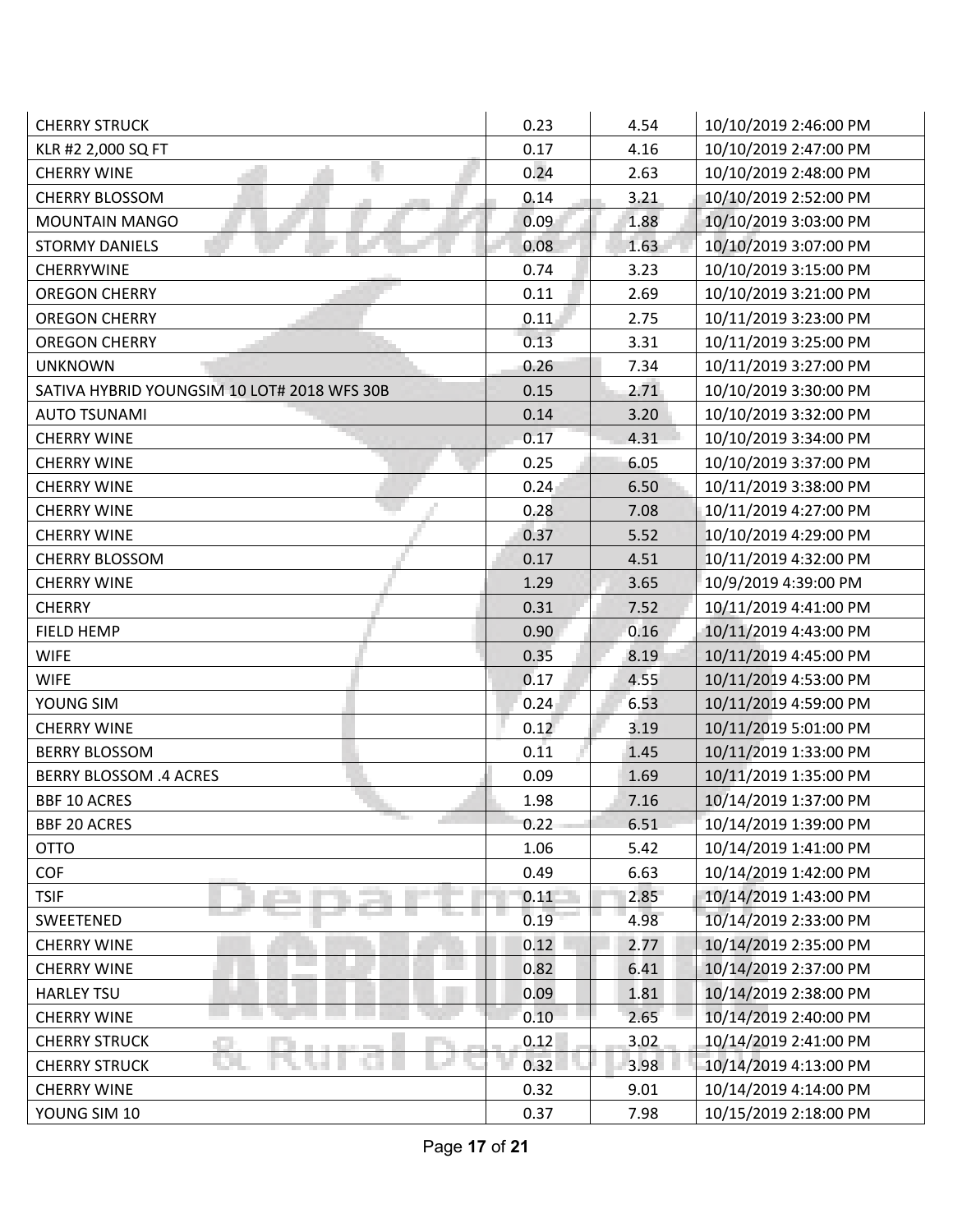| | | | |
|---|---|---|---|
| CHERRY STRUCK | 0.23 | 4.54 | 10/10/2019 2:46:00 PM |
| KLR #2 2,000 SQ FT | 0.17 | 4.16 | 10/10/2019 2:47:00 PM |
| CHERRY WINE | 0.24 | 2.63 | 10/10/2019 2:48:00 PM |
| CHERRY BLOSSOM | 0.14 | 3.21 | 10/10/2019 2:52:00 PM |
| MOUNTAIN MANGO | 0.09 | 1.88 | 10/10/2019 3:03:00 PM |
| STORMY DANIELS | 0.08 | 1.63 | 10/10/2019 3:07:00 PM |
| CHERRYWINE | 0.74 | 3.23 | 10/10/2019 3:15:00 PM |
| OREGON CHERRY | 0.11 | 2.69 | 10/10/2019 3:21:00 PM |
| OREGON CHERRY | 0.11 | 2.75 | 10/11/2019 3:23:00 PM |
| OREGON CHERRY | 0.13 | 3.31 | 10/11/2019 3:25:00 PM |
| UNKNOWN | 0.26 | 7.34 | 10/11/2019 3:27:00 PM |
| SATIVA HYBRID YOUNGSIM 10 LOT# 2018 WFS 30B | 0.15 | 2.71 | 10/10/2019 3:30:00 PM |
| AUTO TSUNAMI | 0.14 | 3.20 | 10/10/2019 3:32:00 PM |
| CHERRY WINE | 0.17 | 4.31 | 10/10/2019 3:34:00 PM |
| CHERRY WINE | 0.25 | 6.05 | 10/10/2019 3:37:00 PM |
| CHERRY WINE | 0.24 | 6.50 | 10/11/2019 3:38:00 PM |
| CHERRY WINE | 0.28 | 7.08 | 10/11/2019 4:27:00 PM |
| CHERRY WINE | 0.37 | 5.52 | 10/10/2019 4:29:00 PM |
| CHERRY BLOSSOM | 0.17 | 4.51 | 10/11/2019 4:32:00 PM |
| CHERRY WINE | 1.29 | 3.65 | 10/9/2019 4:39:00 PM |
| CHERRY | 0.31 | 7.52 | 10/11/2019 4:41:00 PM |
| FIELD HEMP | 0.90 | 0.16 | 10/11/2019 4:43:00 PM |
| WIFE | 0.35 | 8.19 | 10/11/2019 4:45:00 PM |
| WIFE | 0.17 | 4.55 | 10/11/2019 4:53:00 PM |
| YOUNG SIM | 0.24 | 6.53 | 10/11/2019 4:59:00 PM |
| CHERRY WINE | 0.12 | 3.19 | 10/11/2019 5:01:00 PM |
| BERRY BLOSSOM | 0.11 | 1.45 | 10/11/2019 1:33:00 PM |
| BERRY BLOSSOM .4 ACRES | 0.09 | 1.69 | 10/11/2019 1:35:00 PM |
| BBF 10 ACRES | 1.98 | 7.16 | 10/14/2019 1:37:00 PM |
| BBF 20 ACRES | 0.22 | 6.51 | 10/14/2019 1:39:00 PM |
| OTTO | 1.06 | 5.42 | 10/14/2019 1:41:00 PM |
| COF | 0.49 | 6.63 | 10/14/2019 1:42:00 PM |
| TSIF | 0.11 | 2.85 | 10/14/2019 1:43:00 PM |
| SWEETENED | 0.19 | 4.98 | 10/14/2019 2:33:00 PM |
| CHERRY WINE | 0.12 | 2.77 | 10/14/2019 2:35:00 PM |
| CHERRY WINE | 0.82 | 6.41 | 10/14/2019 2:37:00 PM |
| HARLEY TSU | 0.09 | 1.81 | 10/14/2019 2:38:00 PM |
| CHERRY WINE | 0.10 | 2.65 | 10/14/2019 2:40:00 PM |
| CHERRY STRUCK | 0.12 | 3.02 | 10/14/2019 2:41:00 PM |
| CHERRY STRUCK | 0.32 | 3.98 | 10/14/2019 4:13:00 PM |
| CHERRY WINE | 0.32 | 9.01 | 10/14/2019 4:14:00 PM |
| YOUNG SIM 10 | 0.37 | 7.98 | 10/15/2019 2:18:00 PM |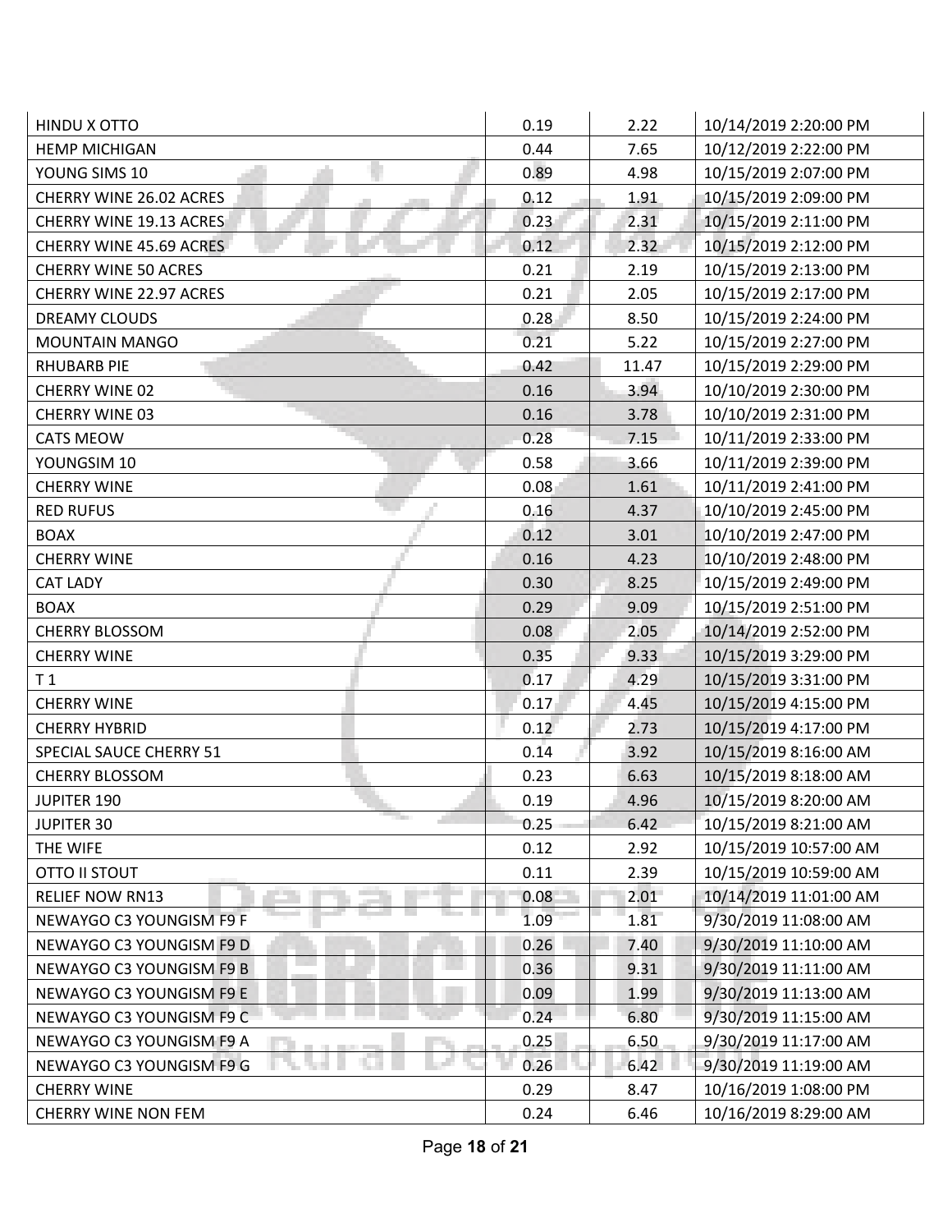| | | | |
|---|---|---|---|
| HINDU X OTTO | 0.19 | 2.22 | 10/14/2019 2:20:00 PM |
| HEMP MICHIGAN | 0.44 | 7.65 | 10/12/2019 2:22:00 PM |
| YOUNG SIMS 10 | 0.89 | 4.98 | 10/15/2019 2:07:00 PM |
| CHERRY WINE 26.02 ACRES | 0.12 | 1.91 | 10/15/2019 2:09:00 PM |
| CHERRY WINE 19.13 ACRES | 0.23 | 2.31 | 10/15/2019 2:11:00 PM |
| CHERRY WINE 45.69 ACRES | 0.12 | 2.32 | 10/15/2019 2:12:00 PM |
| CHERRY WINE 50 ACRES | 0.21 | 2.19 | 10/15/2019 2:13:00 PM |
| CHERRY WINE 22.97 ACRES | 0.21 | 2.05 | 10/15/2019 2:17:00 PM |
| DREAMY CLOUDS | 0.28 | 8.50 | 10/15/2019 2:24:00 PM |
| MOUNTAIN MANGO | 0.21 | 5.22 | 10/15/2019 2:27:00 PM |
| RHUBARB PIE | 0.42 | 11.47 | 10/15/2019 2:29:00 PM |
| CHERRY WINE 02 | 0.16 | 3.94 | 10/10/2019 2:30:00 PM |
| CHERRY WINE 03 | 0.16 | 3.78 | 10/10/2019 2:31:00 PM |
| CATS MEOW | 0.28 | 7.15 | 10/11/2019 2:33:00 PM |
| YOUNGSIM 10 | 0.58 | 3.66 | 10/11/2019 2:39:00 PM |
| CHERRY WINE | 0.08 | 1.61 | 10/11/2019 2:41:00 PM |
| RED RUFUS | 0.16 | 4.37 | 10/10/2019 2:45:00 PM |
| BOAX | 0.12 | 3.01 | 10/10/2019 2:47:00 PM |
| CHERRY WINE | 0.16 | 4.23 | 10/10/2019 2:48:00 PM |
| CAT LADY | 0.30 | 8.25 | 10/15/2019 2:49:00 PM |
| BOAX | 0.29 | 9.09 | 10/15/2019 2:51:00 PM |
| CHERRY BLOSSOM | 0.08 | 2.05 | 10/14/2019 2:52:00 PM |
| CHERRY WINE | 0.35 | 9.33 | 10/15/2019 3:29:00 PM |
| T 1 | 0.17 | 4.29 | 10/15/2019 3:31:00 PM |
| CHERRY WINE | 0.17 | 4.45 | 10/15/2019 4:15:00 PM |
| CHERRY HYBRID | 0.12 | 2.73 | 10/15/2019 4:17:00 PM |
| SPECIAL SAUCE CHERRY 51 | 0.14 | 3.92 | 10/15/2019 8:16:00 AM |
| CHERRY BLOSSOM | 0.23 | 6.63 | 10/15/2019 8:18:00 AM |
| JUPITER 190 | 0.19 | 4.96 | 10/15/2019 8:20:00 AM |
| JUPITER 30 | 0.25 | 6.42 | 10/15/2019 8:21:00 AM |
| THE WIFE | 0.12 | 2.92 | 10/15/2019 10:57:00 AM |
| OTTO II STOUT | 0.11 | 2.39 | 10/15/2019 10:59:00 AM |
| RELIEF NOW RN13 | 0.08 | 2.01 | 10/14/2019 11:01:00 AM |
| NEWAYGO C3 YOUNGISM F9 F | 1.09 | 1.81 | 9/30/2019 11:08:00 AM |
| NEWAYGO C3 YOUNGISM F9 D | 0.26 | 7.40 | 9/30/2019 11:10:00 AM |
| NEWAYGO C3 YOUNGISM F9 B | 0.36 | 9.31 | 9/30/2019 11:11:00 AM |
| NEWAYGO C3 YOUNGISM F9 E | 0.09 | 1.99 | 9/30/2019 11:13:00 AM |
| NEWAYGO C3 YOUNGISM F9 C | 0.24 | 6.80 | 9/30/2019 11:15:00 AM |
| NEWAYGO C3 YOUNGISM F9 A | 0.25 | 6.50 | 9/30/2019 11:17:00 AM |
| NEWAYGO C3 YOUNGISM F9 G | 0.26 | 6.42 | 9/30/2019 11:19:00 AM |
| CHERRY WINE | 0.29 | 8.47 | 10/16/2019 1:08:00 PM |
| CHERRY WINE NON FEM | 0.24 | 6.46 | 10/16/2019 8:29:00 AM |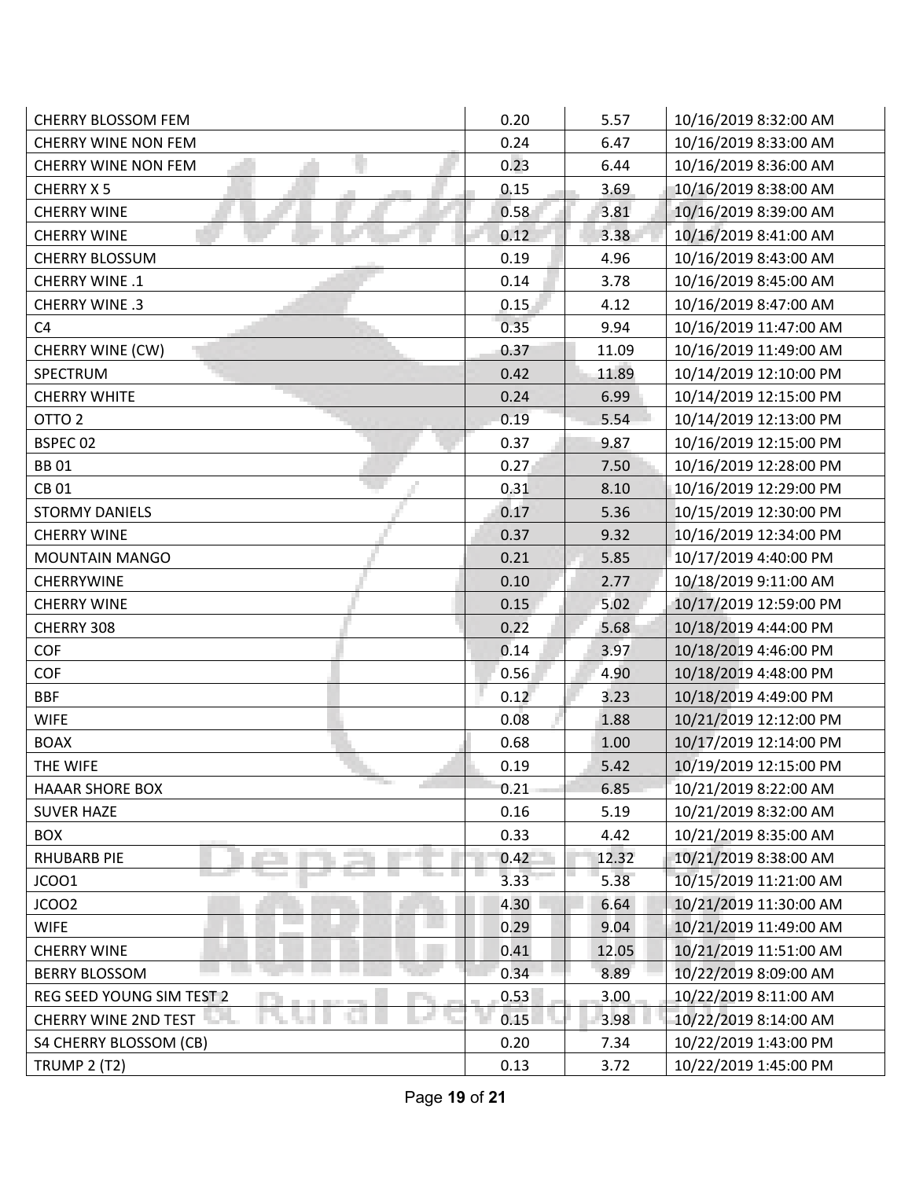| | | | |
|---|---|---|---|
| CHERRY BLOSSOM FEM | 0.20 | 5.57 | 10/16/2019 8:32:00 AM |
| CHERRY WINE NON FEM | 0.24 | 6.47 | 10/16/2019 8:33:00 AM |
| CHERRY WINE NON FEM | 0.23 | 6.44 | 10/16/2019 8:36:00 AM |
| CHERRY X 5 | 0.15 | 3.69 | 10/16/2019 8:38:00 AM |
| CHERRY WINE | 0.58 | 3.81 | 10/16/2019 8:39:00 AM |
| CHERRY WINE | 0.12 | 3.38 | 10/16/2019 8:41:00 AM |
| CHERRY BLOSSUM | 0.19 | 4.96 | 10/16/2019 8:43:00 AM |
| CHERRY WINE .1 | 0.14 | 3.78 | 10/16/2019 8:45:00 AM |
| CHERRY WINE .3 | 0.15 | 4.12 | 10/16/2019 8:47:00 AM |
| C4 | 0.35 | 9.94 | 10/16/2019 11:47:00 AM |
| CHERRY WINE (CW) | 0.37 | 11.09 | 10/16/2019 11:49:00 AM |
| SPECTRUM | 0.42 | 11.89 | 10/14/2019 12:10:00 PM |
| CHERRY WHITE | 0.24 | 6.99 | 10/14/2019 12:15:00 PM |
| OTTO 2 | 0.19 | 5.54 | 10/14/2019 12:13:00 PM |
| BSPEC 02 | 0.37 | 9.87 | 10/16/2019 12:15:00 PM |
| BB 01 | 0.27 | 7.50 | 10/16/2019 12:28:00 PM |
| CB 01 | 0.31 | 8.10 | 10/16/2019 12:29:00 PM |
| STORMY DANIELS | 0.17 | 5.36 | 10/15/2019 12:30:00 PM |
| CHERRY WINE | 0.37 | 9.32 | 10/16/2019 12:34:00 PM |
| MOUNTAIN MANGO | 0.21 | 5.85 | 10/17/2019 4:40:00 PM |
| CHERRYWINE | 0.10 | 2.77 | 10/18/2019 9:11:00 AM |
| CHERRY WINE | 0.15 | 5.02 | 10/17/2019 12:59:00 PM |
| CHERRY 308 | 0.22 | 5.68 | 10/18/2019 4:44:00 PM |
| COF | 0.14 | 3.97 | 10/18/2019 4:46:00 PM |
| COF | 0.56 | 4.90 | 10/18/2019 4:48:00 PM |
| BBF | 0.12 | 3.23 | 10/18/2019 4:49:00 PM |
| WIFE | 0.08 | 1.88 | 10/21/2019 12:12:00 PM |
| BOAX | 0.68 | 1.00 | 10/17/2019 12:14:00 PM |
| THE WIFE | 0.19 | 5.42 | 10/19/2019 12:15:00 PM |
| HAAAR SHORE BOX | 0.21 | 6.85 | 10/21/2019 8:22:00 AM |
| SUVER HAZE | 0.16 | 5.19 | 10/21/2019 8:32:00 AM |
| BOX | 0.33 | 4.42 | 10/21/2019 8:35:00 AM |
| RHUBARB PIE | 0.42 | 12.32 | 10/21/2019 8:38:00 AM |
| JCOO1 | 3.33 | 5.38 | 10/15/2019 11:21:00 AM |
| JCOO2 | 4.30 | 6.64 | 10/21/2019 11:30:00 AM |
| WIFE | 0.29 | 9.04 | 10/21/2019 11:49:00 AM |
| CHERRY WINE | 0.41 | 12.05 | 10/21/2019 11:51:00 AM |
| BERRY BLOSSOM | 0.34 | 8.89 | 10/22/2019 8:09:00 AM |
| REG SEED YOUNG SIM TEST 2 | 0.53 | 3.00 | 10/22/2019 8:11:00 AM |
| CHERRY WINE 2ND TEST | 0.15 | 3.98 | 10/22/2019 8:14:00 AM |
| S4 CHERRY BLOSSOM (CB) | 0.20 | 7.34 | 10/22/2019 1:43:00 PM |
| TRUMP 2 (T2) | 0.13 | 3.72 | 10/22/2019 1:45:00 PM |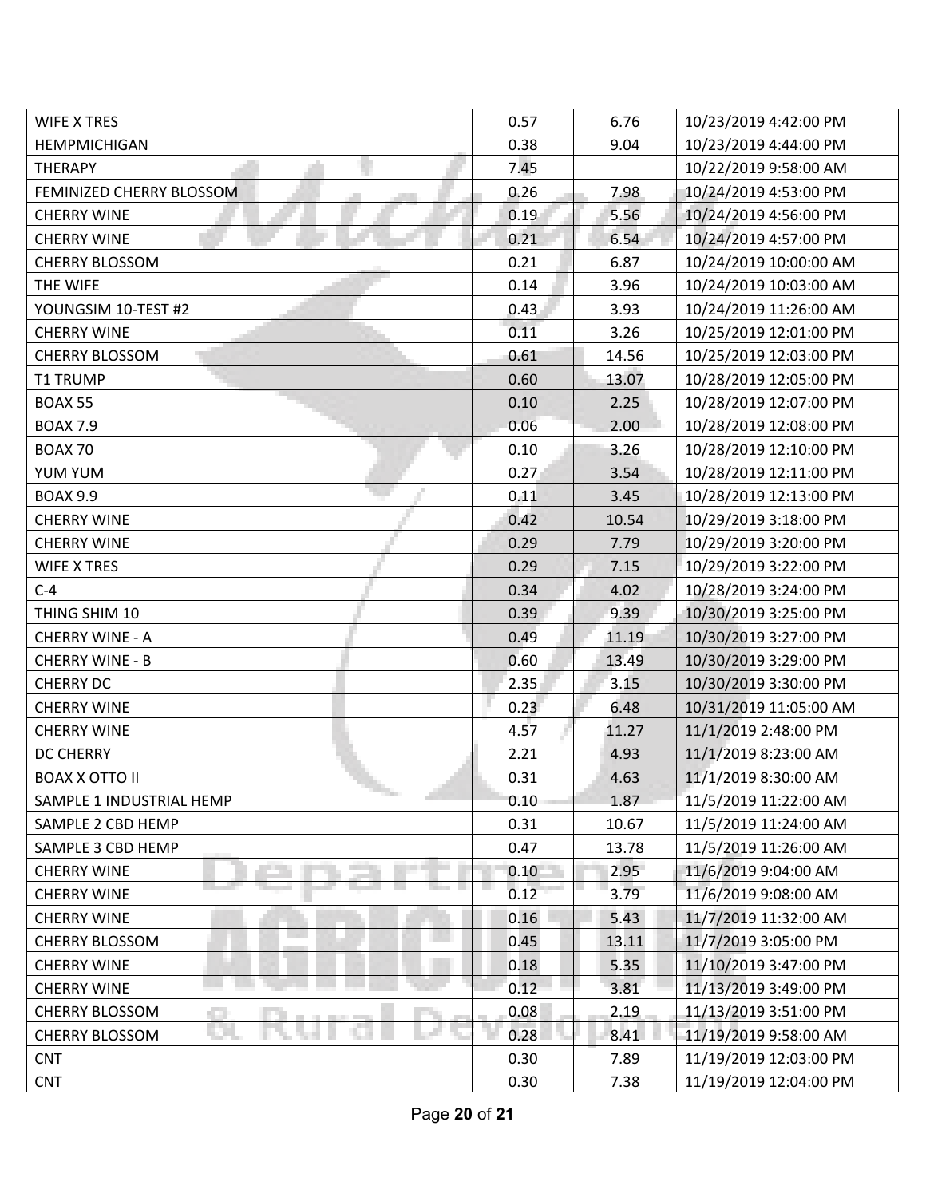| | | | |
|---|---|---|---|
| WIFE X TRES | 0.57 | 6.76 | 10/23/2019 4:42:00 PM |
| HEMPMICHIGAN | 0.38 | 9.04 | 10/23/2019 4:44:00 PM |
| THERAPY | 7.45 | | 10/22/2019 9:58:00 AM |
| FEMINIZED CHERRY BLOSSOM | 0.26 | 7.98 | 10/24/2019 4:53:00 PM |
| CHERRY WINE | 0.19 | 5.56 | 10/24/2019 4:56:00 PM |
| CHERRY WINE | 0.21 | 6.54 | 10/24/2019 4:57:00 PM |
| CHERRY BLOSSOM | 0.21 | 6.87 | 10/24/2019 10:00:00 AM |
| THE WIFE | 0.14 | 3.96 | 10/24/2019 10:03:00 AM |
| YOUNGSIM 10-TEST #2 | 0.43 | 3.93 | 10/24/2019 11:26:00 AM |
| CHERRY WINE | 0.11 | 3.26 | 10/25/2019 12:01:00 PM |
| CHERRY BLOSSOM | 0.61 | 14.56 | 10/25/2019 12:03:00 PM |
| T1 TRUMP | 0.60 | 13.07 | 10/28/2019 12:05:00 PM |
| BOAX 55 | 0.10 | 2.25 | 10/28/2019 12:07:00 PM |
| BOAX 7.9 | 0.06 | 2.00 | 10/28/2019 12:08:00 PM |
| BOAX 70 | 0.10 | 3.26 | 10/28/2019 12:10:00 PM |
| YUM YUM | 0.27 | 3.54 | 10/28/2019 12:11:00 PM |
| BOAX 9.9 | 0.11 | 3.45 | 10/28/2019 12:13:00 PM |
| CHERRY WINE | 0.42 | 10.54 | 10/29/2019 3:18:00 PM |
| CHERRY WINE | 0.29 | 7.79 | 10/29/2019 3:20:00 PM |
| WIFE X TRES | 0.29 | 7.15 | 10/29/2019 3:22:00 PM |
| C-4 | 0.34 | 4.02 | 10/28/2019 3:24:00 PM |
| THING SHIM 10 | 0.39 | 9.39 | 10/30/2019 3:25:00 PM |
| CHERRY WINE - A | 0.49 | 11.19 | 10/30/2019 3:27:00 PM |
| CHERRY WINE - B | 0.60 | 13.49 | 10/30/2019 3:29:00 PM |
| CHERRY DC | 2.35 | 3.15 | 10/30/2019 3:30:00 PM |
| CHERRY WINE | 0.23 | 6.48 | 10/31/2019 11:05:00 AM |
| CHERRY WINE | 4.57 | 11.27 | 11/1/2019 2:48:00 PM |
| DC CHERRY | 2.21 | 4.93 | 11/1/2019 8:23:00 AM |
| BOAX X OTTO II | 0.31 | 4.63 | 11/1/2019 8:30:00 AM |
| SAMPLE 1 INDUSTRIAL HEMP | 0.10 | 1.87 | 11/5/2019 11:22:00 AM |
| SAMPLE 2 CBD HEMP | 0.31 | 10.67 | 11/5/2019 11:24:00 AM |
| SAMPLE 3 CBD HEMP | 0.47 | 13.78 | 11/5/2019 11:26:00 AM |
| CHERRY WINE | 0.10 | 2.95 | 11/6/2019 9:04:00 AM |
| CHERRY WINE | 0.12 | 3.79 | 11/6/2019 9:08:00 AM |
| CHERRY WINE | 0.16 | 5.43 | 11/7/2019 11:32:00 AM |
| CHERRY BLOSSOM | 0.45 | 13.11 | 11/7/2019 3:05:00 PM |
| CHERRY WINE | 0.18 | 5.35 | 11/10/2019 3:47:00 PM |
| CHERRY WINE | 0.12 | 3.81 | 11/13/2019 3:49:00 PM |
| CHERRY BLOSSOM | 0.08 | 2.19 | 11/13/2019 3:51:00 PM |
| CHERRY BLOSSOM | 0.28 | 8.41 | 11/19/2019 9:58:00 AM |
| CNT | 0.30 | 7.89 | 11/19/2019 12:03:00 PM |
| CNT | 0.30 | 7.38 | 11/19/2019 12:04:00 PM |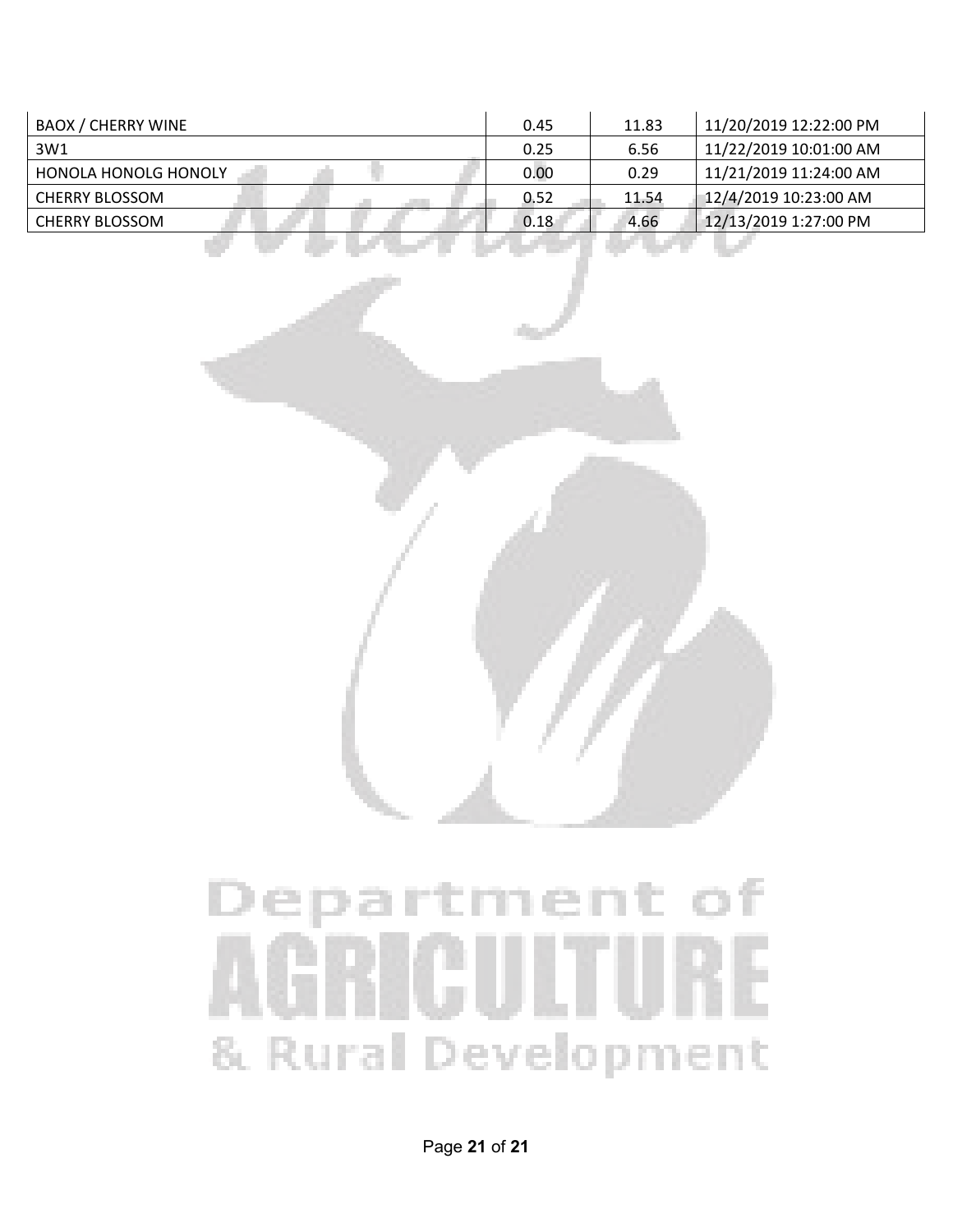| | | | |
|---|---|---|---|
| BAOX / CHERRY WINE | 0.45 | 11.83 | 11/20/2019 12:22:00 PM |
| 3W1 | 0.25 | 6.56 | 11/22/2019 10:01:00 AM |
| HONOLA HONOLG HONOLY | 0.00 | 0.29 | 11/21/2019 11:24:00 AM |
| CHERRY BLOSSOM | 0.52 | 11.54 | 12/4/2019 10:23:00 AM |
| CHERRY BLOSSOM | 0.18 | 4.66 | 12/13/2019 1:27:00 PM |